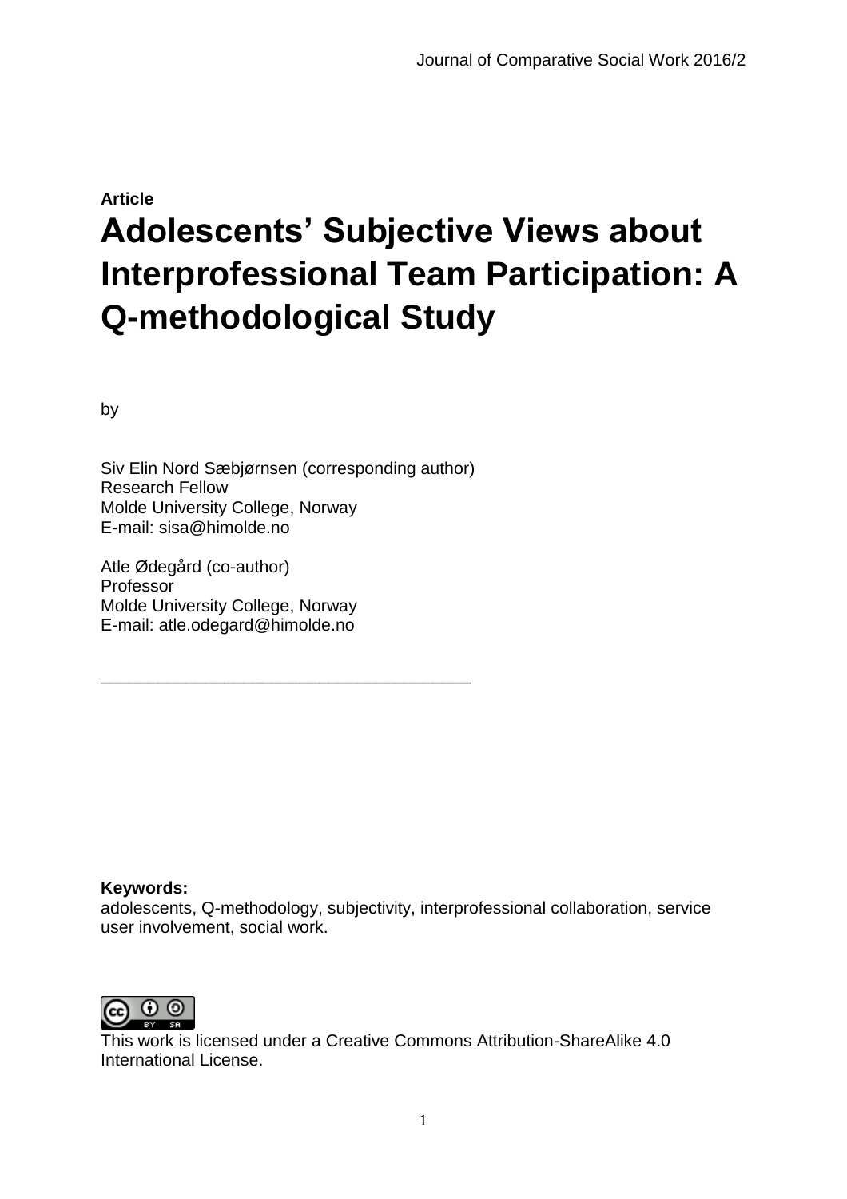**Article**

# Adolescents' Subjective Views about Interprofessional Team Participation: A Q-methodological Study

by

Siv Elin Nord Sæbjørnsen (corresponding author)
Research Fellow
Molde University College, Norway
E-mail: sisa@himolde.no

Atle Ødegård (co-author)
Professor
Molde University College, Norway
E-mail: atle.odegard@himolde.no

---

**Keywords:**
adolescents, Q-methodology, subjectivity, interprofessional collaboration, service user involvement, social work.

This work is licensed under a Creative Commons Attribution-ShareAlike 4.0 International License.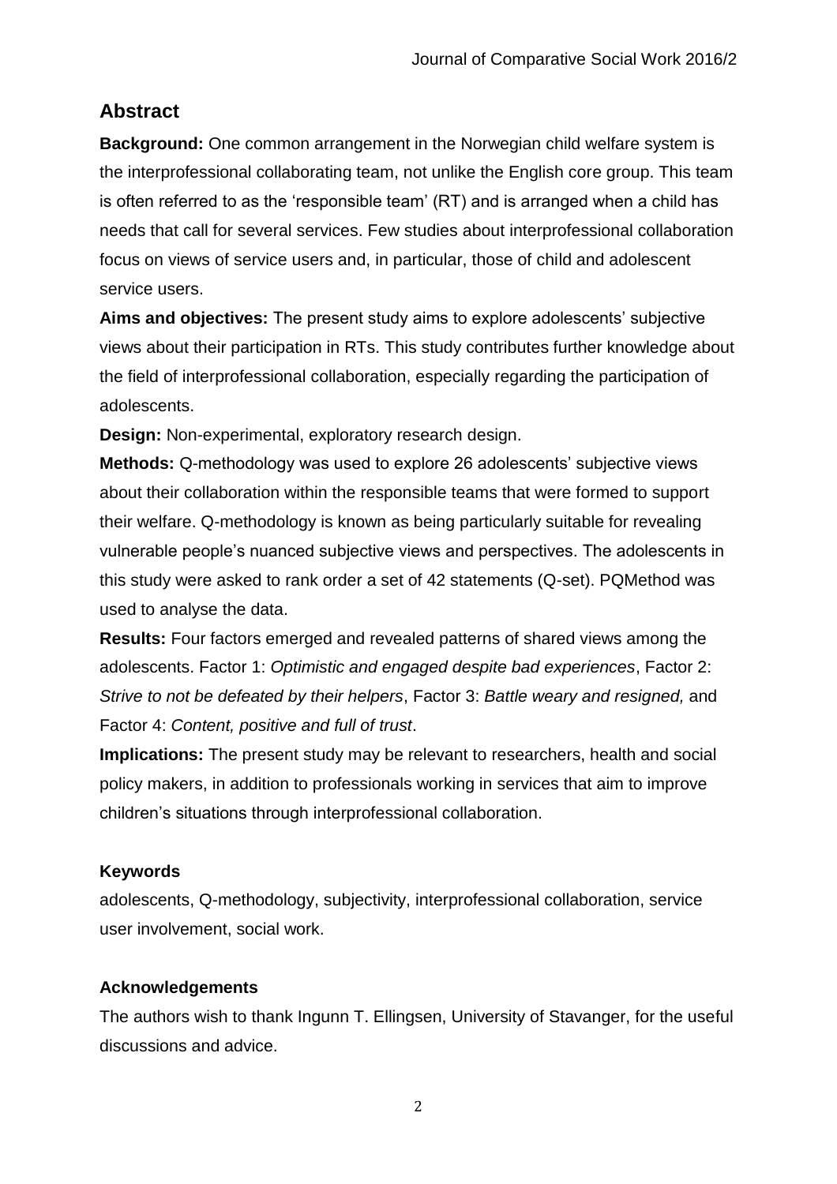## Abstract

**Background:** One common arrangement in the Norwegian child welfare system is the interprofessional collaborating team, not unlike the English core group. This team is often referred to as the 'responsible team' (RT) and is arranged when a child has needs that call for several services. Few studies about interprofessional collaboration focus on views of service users and, in particular, those of child and adolescent service users.

**Aims and objectives:** The present study aims to explore adolescents' subjective views about their participation in RTs. This study contributes further knowledge about the field of interprofessional collaboration, especially regarding the participation of adolescents.

**Design:** Non-experimental, exploratory research design.

**Methods:** Q-methodology was used to explore 26 adolescents' subjective views about their collaboration within the responsible teams that were formed to support their welfare. Q-methodology is known as being particularly suitable for revealing vulnerable people's nuanced subjective views and perspectives. The adolescents in this study were asked to rank order a set of 42 statements (Q-set). PQMethod was used to analyse the data.

**Results:** Four factors emerged and revealed patterns of shared views among the adolescents. Factor 1: *Optimistic and engaged despite bad experiences*, Factor 2: *Strive to not be defeated by their helpers*, Factor 3: *Battle weary and resigned,* and Factor 4: *Content, positive and full of trust*.

**Implications:** The present study may be relevant to researchers, health and social policy makers, in addition to professionals working in services that aim to improve children's situations through interprofessional collaboration.

### Keywords

adolescents, Q-methodology, subjectivity, interprofessional collaboration, service user involvement, social work.

### Acknowledgements

The authors wish to thank Ingunn T. Ellingsen, University of Stavanger, for the useful discussions and advice.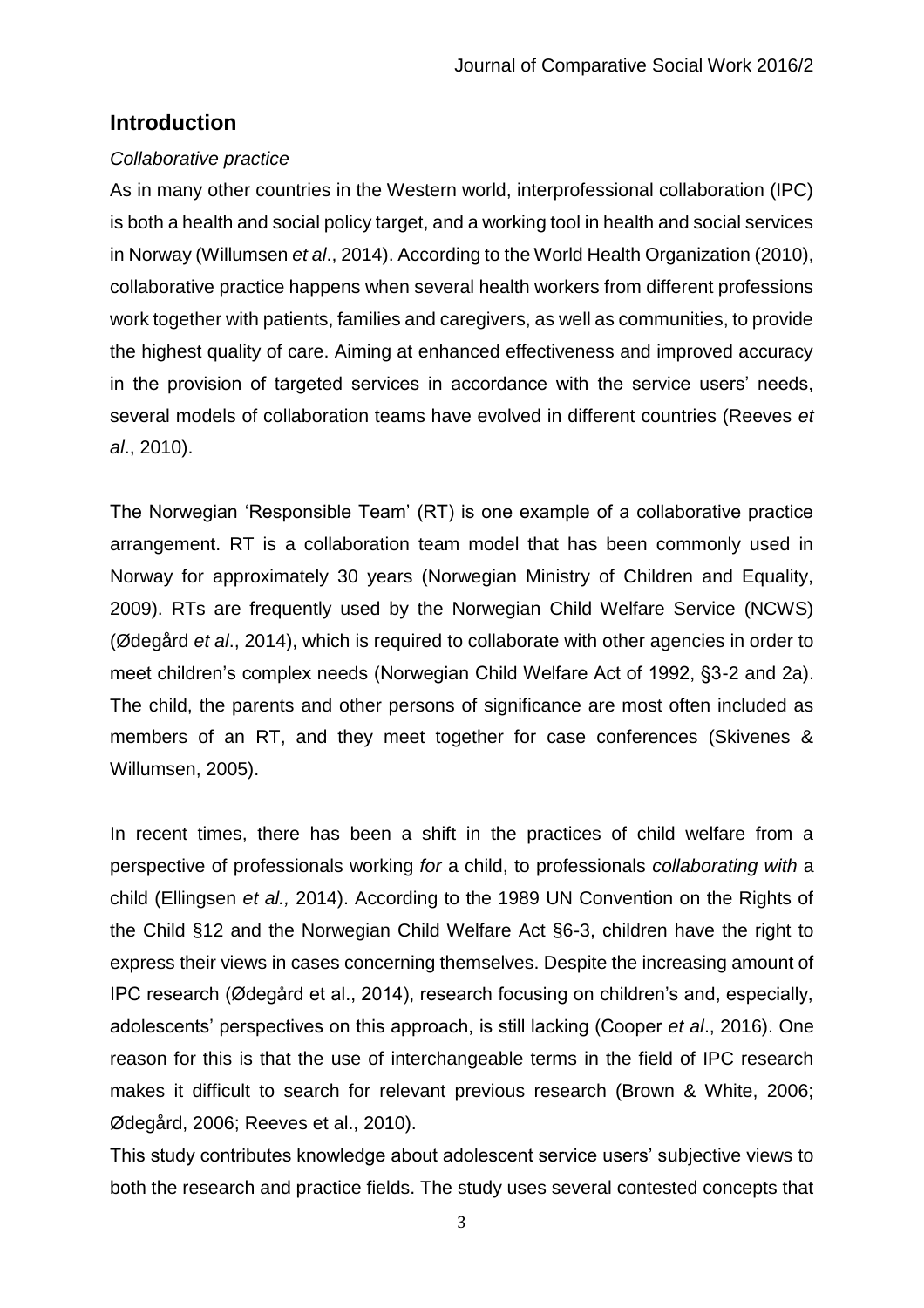## Introduction

*Collaborative practice*

As in many other countries in the Western world, interprofessional collaboration (IPC) is both a health and social policy target, and a working tool in health and social services in Norway (Willumsen *et al*., 2014). According to the World Health Organization (2010), collaborative practice happens when several health workers from different professions work together with patients, families and caregivers, as well as communities, to provide the highest quality of care. Aiming at enhanced effectiveness and improved accuracy in the provision of targeted services in accordance with the service users' needs, several models of collaboration teams have evolved in different countries (Reeves *et al*., 2010).

The Norwegian 'Responsible Team' (RT) is one example of a collaborative practice arrangement. RT is a collaboration team model that has been commonly used in Norway for approximately 30 years (Norwegian Ministry of Children and Equality, 2009). RTs are frequently used by the Norwegian Child Welfare Service (NCWS) (Ødegård *et al*., 2014), which is required to collaborate with other agencies in order to meet children's complex needs (Norwegian Child Welfare Act of 1992, §3-2 and 2a). The child, the parents and other persons of significance are most often included as members of an RT, and they meet together for case conferences (Skivenes & Willumsen, 2005).

In recent times, there has been a shift in the practices of child welfare from a perspective of professionals working *for* a child, to professionals *collaborating with* a child (Ellingsen *et al.,* 2014). According to the 1989 UN Convention on the Rights of the Child §12 and the Norwegian Child Welfare Act §6-3, children have the right to express their views in cases concerning themselves. Despite the increasing amount of IPC research (Ødegård et al., 2014), research focusing on children's and, especially, adolescents' perspectives on this approach, is still lacking (Cooper *et al*., 2016). One reason for this is that the use of interchangeable terms in the field of IPC research makes it difficult to search for relevant previous research (Brown & White, 2006; Ødegård, 2006; Reeves et al., 2010).

This study contributes knowledge about adolescent service users' subjective views to both the research and practice fields. The study uses several contested concepts that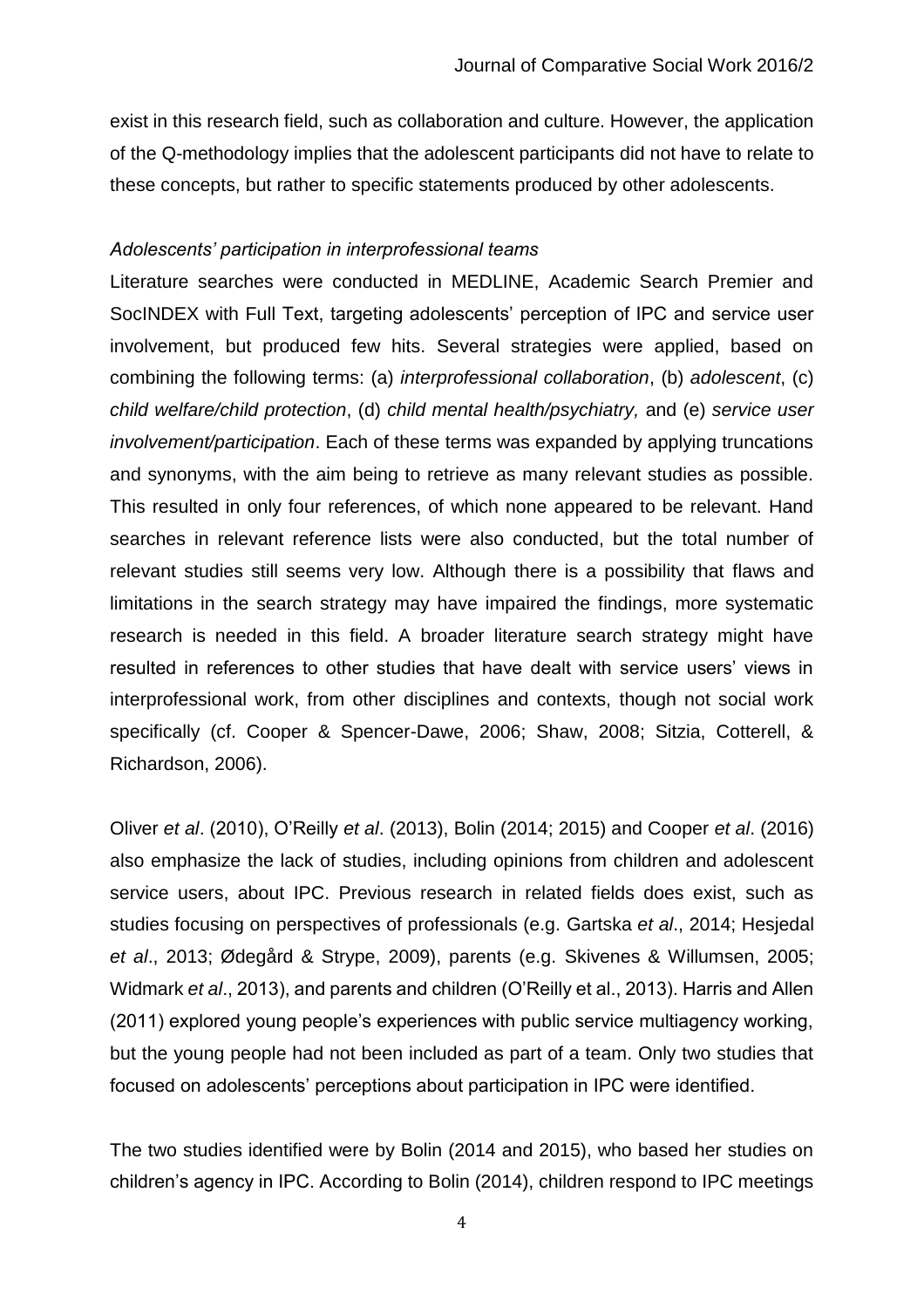exist in this research field, such as collaboration and culture. However, the application of the Q-methodology implies that the adolescent participants did not have to relate to these concepts, but rather to specific statements produced by other adolescents.

### *Adolescents' participation in interprofessional teams*

Literature searches were conducted in MEDLINE, Academic Search Premier and SocINDEX with Full Text, targeting adolescents' perception of IPC and service user involvement, but produced few hits. Several strategies were applied, based on combining the following terms: (a) *interprofessional collaboration*, (b) *adolescent*, (c) *child welfare/child protection*, (d) *child mental health/psychiatry,* and (e) *service user involvement/participation*. Each of these terms was expanded by applying truncations and synonyms, with the aim being to retrieve as many relevant studies as possible. This resulted in only four references, of which none appeared to be relevant. Hand searches in relevant reference lists were also conducted, but the total number of relevant studies still seems very low. Although there is a possibility that flaws and limitations in the search strategy may have impaired the findings, more systematic research is needed in this field. A broader literature search strategy might have resulted in references to other studies that have dealt with service users' views in interprofessional work, from other disciplines and contexts, though not social work specifically (cf. Cooper & Spencer-Dawe, 2006; Shaw, 2008; Sitzia, Cotterell, & Richardson, 2006).

Oliver *et al*. (2010), O'Reilly *et al*. (2013), Bolin (2014; 2015) and Cooper *et al*. (2016) also emphasize the lack of studies, including opinions from children and adolescent service users, about IPC. Previous research in related fields does exist, such as studies focusing on perspectives of professionals (e.g. Gartska *et al*., 2014; Hesjedal *et al*., 2013; Ødegård & Strype, 2009), parents (e.g. Skivenes & Willumsen, 2005; Widmark *et al*., 2013), and parents and children (O'Reilly et al., 2013). Harris and Allen (2011) explored young people's experiences with public service multiagency working, but the young people had not been included as part of a team. Only two studies that focused on adolescents' perceptions about participation in IPC were identified.

The two studies identified were by Bolin (2014 and 2015), who based her studies on children's agency in IPC. According to Bolin (2014), children respond to IPC meetings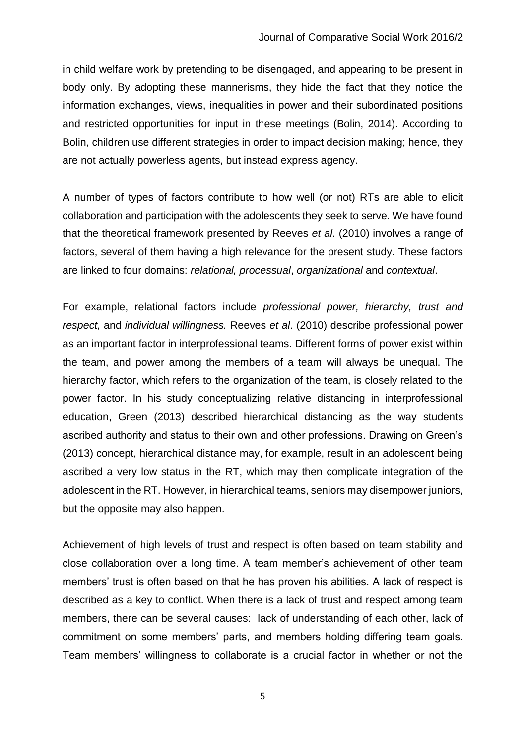in child welfare work by pretending to be disengaged, and appearing to be present in body only. By adopting these mannerisms, they hide the fact that they notice the information exchanges, views, inequalities in power and their subordinated positions and restricted opportunities for input in these meetings (Bolin, 2014). According to Bolin, children use different strategies in order to impact decision making; hence, they are not actually powerless agents, but instead express agency.

A number of types of factors contribute to how well (or not) RTs are able to elicit collaboration and participation with the adolescents they seek to serve. We have found that the theoretical framework presented by Reeves *et al*. (2010) involves a range of factors, several of them having a high relevance for the present study. These factors are linked to four domains: *relational, processual*, *organizational* and *contextual*.

For example, relational factors include *professional power, hierarchy, trust and respect,* and *individual willingness.* Reeves *et al*. (2010) describe professional power as an important factor in interprofessional teams. Different forms of power exist within the team, and power among the members of a team will always be unequal. The hierarchy factor, which refers to the organization of the team, is closely related to the power factor. In his study conceptualizing relative distancing in interprofessional education, Green (2013) described hierarchical distancing as the way students ascribed authority and status to their own and other professions. Drawing on Green's (2013) concept, hierarchical distance may, for example, result in an adolescent being ascribed a very low status in the RT, which may then complicate integration of the adolescent in the RT. However, in hierarchical teams, seniors may disempower juniors, but the opposite may also happen.

Achievement of high levels of trust and respect is often based on team stability and close collaboration over a long time. A team member's achievement of other team members' trust is often based on that he has proven his abilities. A lack of respect is described as a key to conflict. When there is a lack of trust and respect among team members, there can be several causes: lack of understanding of each other, lack of commitment on some members' parts, and members holding differing team goals. Team members' willingness to collaborate is a crucial factor in whether or not the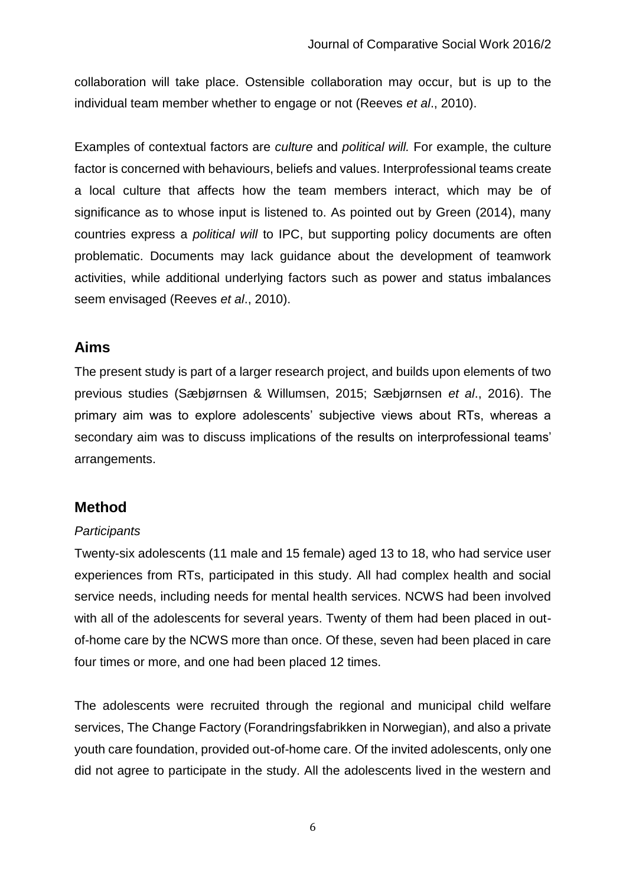collaboration will take place. Ostensible collaboration may occur, but is up to the individual team member whether to engage or not (Reeves *et al*., 2010).

Examples of contextual factors are *culture* and *political will.* For example, the culture factor is concerned with behaviours, beliefs and values. Interprofessional teams create a local culture that affects how the team members interact, which may be of significance as to whose input is listened to. As pointed out by Green (2014), many countries express a *political will* to IPC, but supporting policy documents are often problematic. Documents may lack guidance about the development of teamwork activities, while additional underlying factors such as power and status imbalances seem envisaged (Reeves *et al*., 2010).

## Aims

The present study is part of a larger research project, and builds upon elements of two previous studies (Sæbjørnsen & Willumsen, 2015; Sæbjørnsen *et al*., 2016). The primary aim was to explore adolescents' subjective views about RTs, whereas a secondary aim was to discuss implications of the results on interprofessional teams' arrangements.

## Method

### *Participants*

Twenty-six adolescents (11 male and 15 female) aged 13 to 18, who had service user experiences from RTs, participated in this study. All had complex health and social service needs, including needs for mental health services. NCWS had been involved with all of the adolescents for several years. Twenty of them had been placed in out-of-home care by the NCWS more than once. Of these, seven had been placed in care four times or more, and one had been placed 12 times.

The adolescents were recruited through the regional and municipal child welfare services, The Change Factory (Forandringsfabrikken in Norwegian), and also a private youth care foundation, provided out-of-home care. Of the invited adolescents, only one did not agree to participate in the study. All the adolescents lived in the western and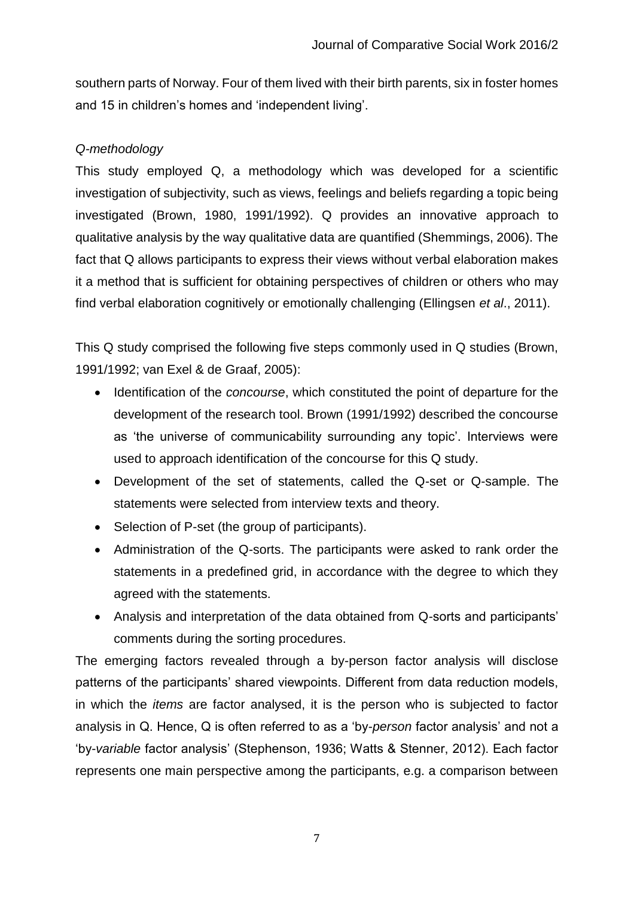southern parts of Norway. Four of them lived with their birth parents, six in foster homes and 15 in children's homes and 'independent living'.

*Q-methodology*

This study employed Q, a methodology which was developed for a scientific investigation of subjectivity, such as views, feelings and beliefs regarding a topic being investigated (Brown, 1980, 1991/1992). Q provides an innovative approach to qualitative analysis by the way qualitative data are quantified (Shemmings, 2006). The fact that Q allows participants to express their views without verbal elaboration makes it a method that is sufficient for obtaining perspectives of children or others who may find verbal elaboration cognitively or emotionally challenging (Ellingsen *et al*., 2011).

This Q study comprised the following five steps commonly used in Q studies (Brown, 1991/1992; van Exel & de Graaf, 2005):

- Identification of the *concourse*, which constituted the point of departure for the development of the research tool. Brown (1991/1992) described the concourse as 'the universe of communicability surrounding any topic'. Interviews were used to approach identification of the concourse for this Q study.
- Development of the set of statements, called the Q-set or Q-sample. The statements were selected from interview texts and theory.
- Selection of P-set (the group of participants).
- Administration of the Q-sorts. The participants were asked to rank order the statements in a predefined grid, in accordance with the degree to which they agreed with the statements.
- Analysis and interpretation of the data obtained from Q-sorts and participants' comments during the sorting procedures.

The emerging factors revealed through a by-person factor analysis will disclose patterns of the participants' shared viewpoints. Different from data reduction models, in which the *items* are factor analysed, it is the person who is subjected to factor analysis in Q. Hence, Q is often referred to as a 'by-*person* factor analysis' and not a 'by-*variable* factor analysis' (Stephenson, 1936; Watts & Stenner, 2012). Each factor represents one main perspective among the participants, e.g. a comparison between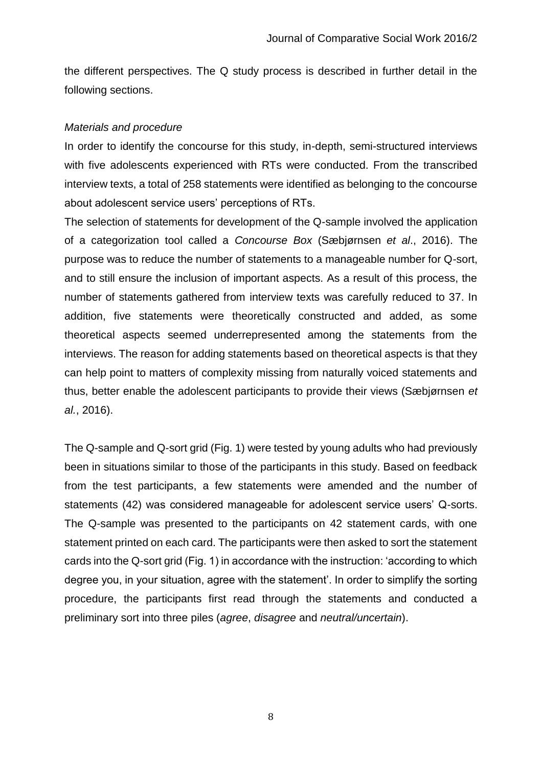the different perspectives. The Q study process is described in further detail in the following sections.

*Materials and procedure*

In order to identify the concourse for this study, in-depth, semi-structured interviews with five adolescents experienced with RTs were conducted. From the transcribed interview texts, a total of 258 statements were identified as belonging to the concourse about adolescent service users' perceptions of RTs.

The selection of statements for development of the Q-sample involved the application of a categorization tool called a *Concourse Box* (Sæbjørnsen *et al*., 2016). The purpose was to reduce the number of statements to a manageable number for Q-sort, and to still ensure the inclusion of important aspects. As a result of this process, the number of statements gathered from interview texts was carefully reduced to 37. In addition, five statements were theoretically constructed and added, as some theoretical aspects seemed underrepresented among the statements from the interviews. The reason for adding statements based on theoretical aspects is that they can help point to matters of complexity missing from naturally voiced statements and thus, better enable the adolescent participants to provide their views (Sæbjørnsen *et al.*, 2016).

The Q-sample and Q-sort grid (Fig. 1) were tested by young adults who had previously been in situations similar to those of the participants in this study. Based on feedback from the test participants, a few statements were amended and the number of statements (42) was considered manageable for adolescent service users' Q-sorts. The Q-sample was presented to the participants on 42 statement cards, with one statement printed on each card. The participants were then asked to sort the statement cards into the Q-sort grid (Fig. 1) in accordance with the instruction: 'according to which degree you, in your situation, agree with the statement'. In order to simplify the sorting procedure, the participants first read through the statements and conducted a preliminary sort into three piles (*agree*, *disagree* and *neutral/uncertain*).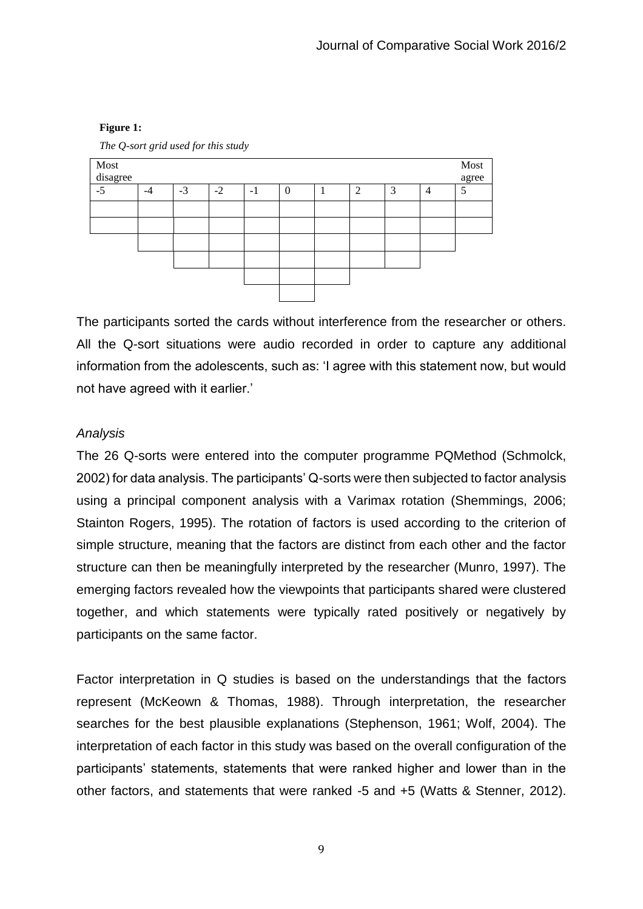**Figure 1:**

*The Q-sort grid used for this study*

| Most disagree | | | | | | | | | | Most agree |
|---|---|---|---|---|---|---|---|---|---|---|
| -5 | -4 | -3 | -2 | -1 | 0 | 1 | 2 | 3 | 4 | 5 |
| | | | | | | | | | | |
| | | | | | | | | | | |
| | | | | | | | | | | |
| | | | | | | | | | | |
| | | | | | | | | | | |
| | | | | | | | | | | |

The participants sorted the cards without interference from the researcher or others. All the Q-sort situations were audio recorded in order to capture any additional information from the adolescents, such as: 'I agree with this statement now, but would not have agreed with it earlier.'

*Analysis*

The 26 Q-sorts were entered into the computer programme PQMethod (Schmolck, 2002) for data analysis. The participants' Q-sorts were then subjected to factor analysis using a principal component analysis with a Varimax rotation (Shemmings, 2006; Stainton Rogers, 1995). The rotation of factors is used according to the criterion of simple structure, meaning that the factors are distinct from each other and the factor structure can then be meaningfully interpreted by the researcher (Munro, 1997). The emerging factors revealed how the viewpoints that participants shared were clustered together, and which statements were typically rated positively or negatively by participants on the same factor.

Factor interpretation in Q studies is based on the understandings that the factors represent (McKeown & Thomas, 1988). Through interpretation, the researcher searches for the best plausible explanations (Stephenson, 1961; Wolf, 2004). The interpretation of each factor in this study was based on the overall configuration of the participants' statements, statements that were ranked higher and lower than in the other factors, and statements that were ranked -5 and +5 (Watts & Stenner, 2012).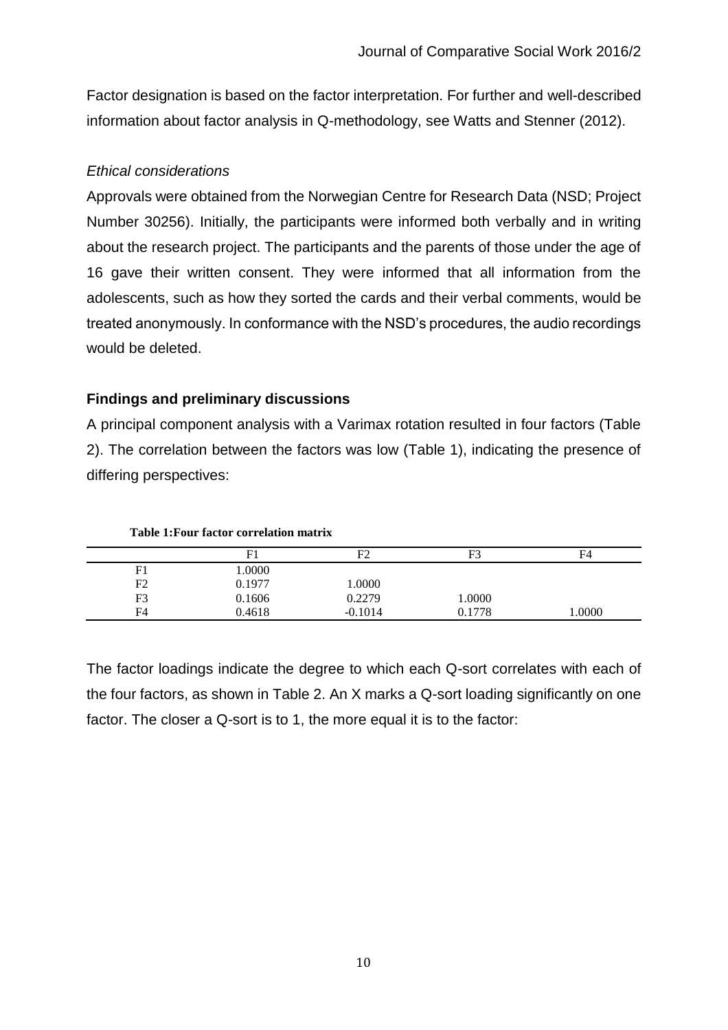Factor designation is based on the factor interpretation. For further and well-described information about factor analysis in Q-methodology, see Watts and Stenner (2012).

*Ethical considerations*

Approvals were obtained from the Norwegian Centre for Research Data (NSD; Project Number 30256). Initially, the participants were informed both verbally and in writing about the research project. The participants and the parents of those under the age of 16 gave their written consent. They were informed that all information from the adolescents, such as how they sorted the cards and their verbal comments, would be treated anonymously. In conformance with the NSD's procedures, the audio recordings would be deleted.

## Findings and preliminary discussions

A principal component analysis with a Varimax rotation resulted in four factors (Table 2). The correlation between the factors was low (Table 1), indicating the presence of differing perspectives:

**Table 1:Four factor correlation matrix**

| | F1 | F2 | F3 | F4 |
|---|---|---|---|---|
| F1 | 1.0000 | | | |
| F2 | 0.1977 | 1.0000 | | |
| F3 | 0.1606 | 0.2279 | 1.0000 | |
| F4 | 0.4618 | -0.1014 | 0.1778 | 1.0000 |

The factor loadings indicate the degree to which each Q-sort correlates with each of the four factors, as shown in Table 2. An X marks a Q-sort loading significantly on one factor. The closer a Q-sort is to 1, the more equal it is to the factor: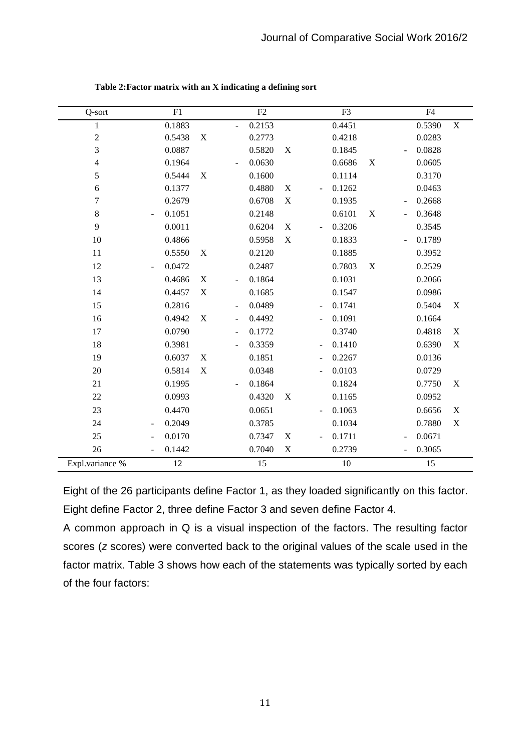**Table 2:Factor matrix with an X indicating a defining sort**

| Q-sort | F1 | | F2 | | F3 | | F4 | |
|---|---|---|---|---|---|---|---|---|
| 1 | 0.1883 | | -0.2153 | | 0.4451 | | 0.5390 | X |
| 2 | 0.5438 | X | 0.2773 | | 0.4218 | | 0.0283 | |
| 3 | 0.0887 | | 0.5820 | X | 0.1845 | | -0.0828 | |
| 4 | 0.1964 | | -0.0630 | | 0.6686 | X | 0.0605 | |
| 5 | 0.5444 | X | 0.1600 | | 0.1114 | | 0.3170 | |
| 6 | 0.1377 | | 0.4880 | X | -0.1262 | | 0.0463 | |
| 7 | 0.2679 | | 0.6708 | X | 0.1935 | | -0.2668 | |
| 8 | -0.1051 | | 0.2148 | | 0.6101 | X | -0.3648 | |
| 9 | 0.0011 | | 0.6204 | X | -0.3206 | | 0.3545 | |
| 10 | 0.4866 | | 0.5958 | X | 0.1833 | | -0.1789 | |
| 11 | 0.5550 | X | 0.2120 | | 0.1885 | | 0.3952 | |
| 12 | -0.0472 | | 0.2487 | | 0.7803 | X | 0.2529 | |
| 13 | 0.4686 | X | -0.1864 | | 0.1031 | | 0.2066 | |
| 14 | 0.4457 | X | 0.1685 | | 0.1547 | | 0.0986 | |
| 15 | 0.2816 | | -0.0489 | | -0.1741 | | 0.5404 | X |
| 16 | 0.4942 | X | -0.4492 | | -0.1091 | | 0.1664 | |
| 17 | 0.0790 | | -0.1772 | | 0.3740 | | 0.4818 | X |
| 18 | 0.3981 | | -0.3359 | | -0.1410 | | 0.6390 | X |
| 19 | 0.6037 | X | 0.1851 | | -0.2267 | | 0.0136 | |
| 20 | 0.5814 | X | 0.0348 | | -0.0103 | | 0.0729 | |
| 21 | 0.1995 | | -0.1864 | | 0.1824 | | 0.7750 | X |
| 22 | 0.0993 | | 0.4320 | X | 0.1165 | | 0.0952 | |
| 23 | 0.4470 | | 0.0651 | | -0.1063 | | 0.6656 | X |
| 24 | -0.2049 | | 0.3785 | | 0.1034 | | 0.7880 | X |
| 25 | -0.0170 | | 0.7347 | X | -0.1711 | | -0.0671 | |
| 26 | -0.1442 | | 0.7040 | X | 0.2739 | | -0.3065 | |
| Expl.variance % | 12 | | 15 | | 10 | | 15 | |

Eight of the 26 participants define Factor 1, as they loaded significantly on this factor. Eight define Factor 2, three define Factor 3 and seven define Factor 4.

A common approach in Q is a visual inspection of the factors. The resulting factor scores (*z* scores) were converted back to the original values of the scale used in the factor matrix. Table 3 shows how each of the statements was typically sorted by each of the four factors: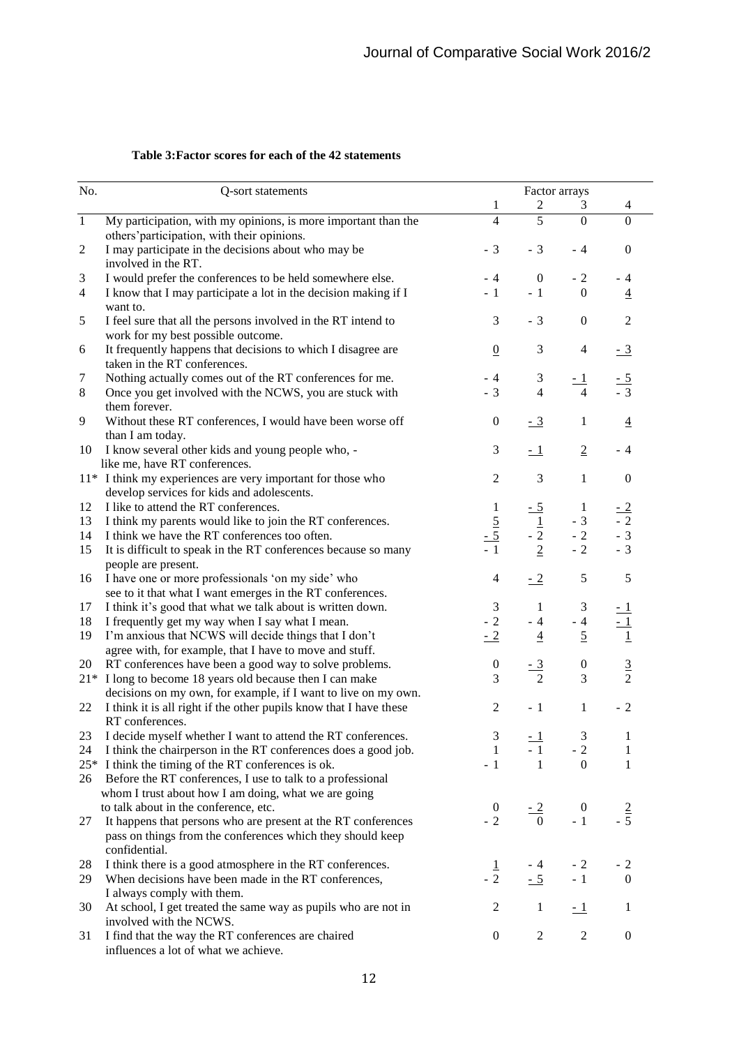**Table 3: Factor scores for each of the 42 statements**

| No. | Q-sort statements | Factor arrays | | | |
|---|---|---|---|---|---|
| | | 1 | 2 | 3 | 4 |
| 1 | My participation, with my opinions, is more important than the others' participation, with their opinions. | 4 | 5 | 0 | 0 |
| 2 | I may participate in the decisions about who may be involved in the RT. | - 3 | - 3 | - 4 | 0 |
| 3 | I would prefer the conferences to be held somewhere else. | - 4 | 0 | - 2 | - 4 |
| 4 | I know that I may participate a lot in the decision making if I want to. | - 1 | - 1 | 0 | <u>4</u> |
| 5 | I feel sure that all the persons involved in the RT intend to work for my best possible outcome. | 3 | - 3 | 0 | 2 |
| 6 | It frequently happens that decisions to which I disagree are taken in the RT conferences. | <u>0</u> | 3 | 4 | <u>- 3</u> |
| 7 | Nothing actually comes out of the RT conferences for me. | - 4 | 3 | <u>- 1</u> | <u>- 5</u> |
| 8 | Once you get involved with the NCWS, you are stuck with them forever. | - 3 | 4 | 4 | - 3 |
| 9 | Without these RT conferences, I would have been worse off than I am today. | 0 | <u>- 3</u> | 1 | <u>4</u> |
| 10 | I know several other kids and young people who, - like me, have RT conferences. | 3 | <u>- 1</u> | <u>2</u> | - 4 |
| 11* | I think my experiences are very important for those who develop services for kids and adolescents. | 2 | 3 | 1 | 0 |
| 12 | I like to attend the RT conferences. | 1 | <u>- 5</u> | 1 | <u>- 2</u> |
| 13 | I think my parents would like to join the RT conferences. | <u>5</u> | <u>1</u> | - 3 | - 2 |
| 14 | I think we have the RT conferences too often. | - 5 | - 2 | - 2 | - 3 |
| 15 | It is difficult to speak in the RT conferences because so many people are present. | - 1 | <u>2</u> | - 2 | - 3 |
| 16 | I have one or more professionals 'on my side' who see to it that what I want emerges in the RT conferences. | 4 | <u>- 2</u> | 5 | 5 |
| 17 | I think it's good that what we talk about is written down. | 3 | 1 | 3 | <u>- 1</u> |
| 18 | I frequently get my way when I say what I mean. | - 2 | - 4 | - 4 | <u>- 1</u> |
| 19 | I'm anxious that NCWS will decide things that I don't agree with, for example, that I have to move and stuff. | <u>- 2</u> | <u>4</u> | <u>5</u> | <u>1</u> |
| 20 | RT conferences have been a good way to solve problems. | 0 | <u>- 3</u> | 0 | <u>3</u> |
| 21* | I long to become 18 years old because then I can make decisions on my own, for example, if I want to live on my own. | 3 | 2 | 3 | 2 |
| 22 | I think it is all right if the other pupils know that I have these RT conferences. | 2 | - 1 | 1 | - 2 |
| 23 | I decide myself whether I want to attend the RT conferences. | 3 | <u>- 1</u> | 3 | 1 |
| 24 | I think the chairperson in the RT conferences does a good job. | 1 | - 1 | - 2 | 1 |
| 25* | I think the timing of the RT conferences is ok. | - 1 | 1 | 0 | 1 |
| 26 | Before the RT conferences, I use to talk to a professional whom I trust about how I am doing, what we are going to talk about in the conference, etc. | 0 | <u>- 2</u> | 0 | <u>2</u> |
| 27 | It happens that persons who are present at the RT conferences pass on things from the conferences which they should keep confidential. | - 2 | 0 | - 1 | - 5 |
| 28 | I think there is a good atmosphere in the RT conferences. | <u>1</u> | - 4 | - 2 | - 2 |
| 29 | When decisions have been made in the RT conferences, I always comply with them. | - 2 | <u>- 5</u> | - 1 | 0 |
| 30 | At school, I get treated the same way as pupils who are not in involved with the NCWS. | 2 | 1 | <u>- 1</u> | 1 |
| 31 | I find that the way the RT conferences are chaired influences a lot of what we achieve. | 0 | 2 | 2 | 0 |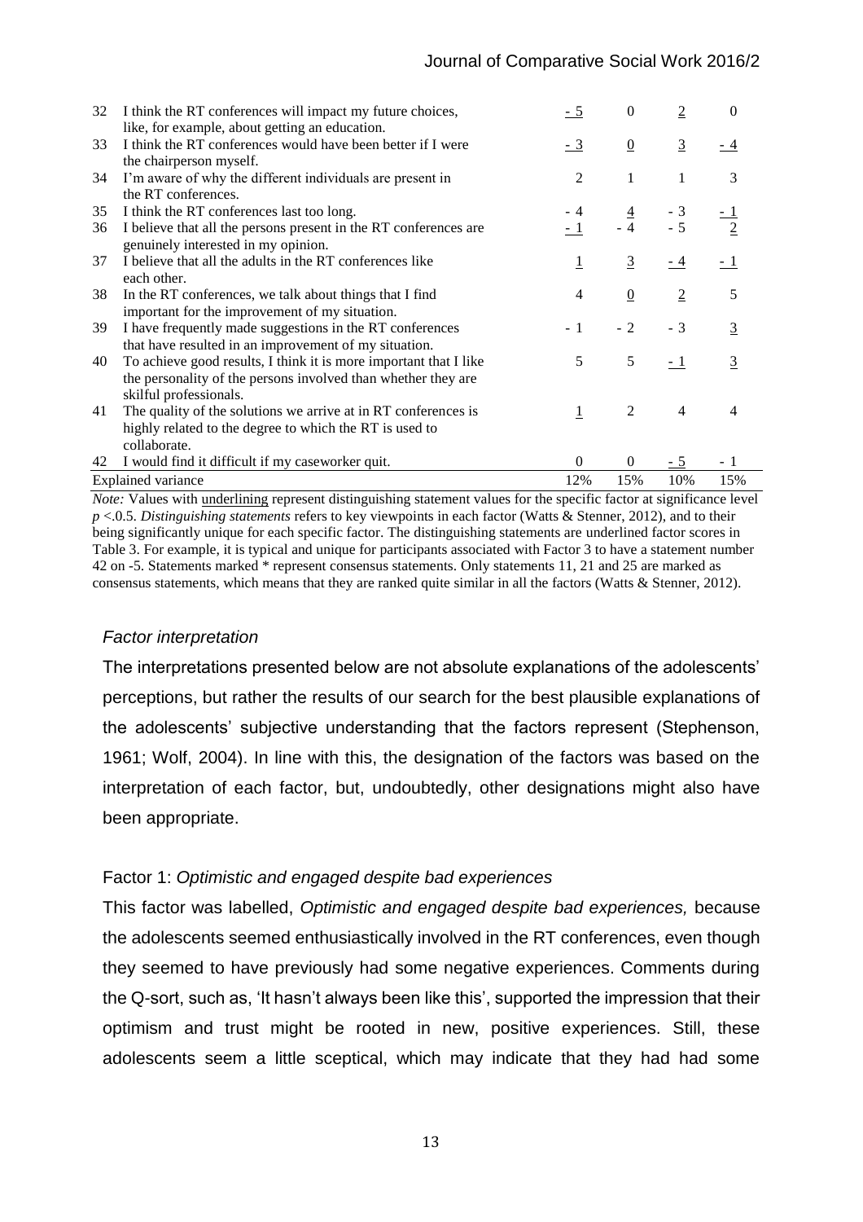| | | | | | |
|---|---|---|---|---|---|
| 32 | I think the RT conferences will impact my future choices, like, for example, about getting an education. | <u>- 5</u> | 0 | <u>2</u> | 0 |
| 33 | I think the RT conferences would have been better if I were the chairperson myself. | <u>- 3</u> | <u>0</u> | <u>3</u> | <u>- 4</u> |
| 34 | I'm aware of why the different individuals are present in the RT conferences. | 2 | 1 | 1 | 3 |
| 35 | I think the RT conferences last too long. | - 4 | <u>4</u> | - 3 | <u>- 1</u> |
| 36 | I believe that all the persons present in the RT conferences are genuinely interested in my opinion. | <u>- 1</u> | - 4 | - 5 | <u>2</u> |
| 37 | I believe that all the adults in the RT conferences like each other. | <u>1</u> | <u>3</u> | <u>- 4</u> | <u>- 1</u> |
| 38 | In the RT conferences, we talk about things that I find important for the improvement of my situation. | 4 | <u>0</u> | <u>2</u> | 5 |
| 39 | I have frequently made suggestions in the RT conferences that have resulted in an improvement of my situation. | - 1 | - 2 | - 3 | <u>3</u> |
| 40 | To achieve good results, I think it is more important that I like the personality of the persons involved than whether they are skilful professionals. | 5 | 5 | <u>- 1</u> | <u>3</u> |
| 41 | The quality of the solutions we arrive at in RT conferences is highly related to the degree to which the RT is used to collaborate. | <u>1</u> | 2 | 4 | 4 |
| 42 | I would find it difficult if my caseworker quit. | 0 | 0 | <u>- 5</u> | - 1 |
| | Explained variance | 12% | 15% | 10% | 15% |

*Note:* Values with underlining represent distinguishing statement values for the specific factor at significance level $p$ <.0.5. *Distinguishing statements* refers to key viewpoints in each factor (Watts & Stenner, 2012), and to their being significantly unique for each specific factor. The distinguishing statements are underlined factor scores in Table 3. For example, it is typical and unique for participants associated with Factor 3 to have a statement number 42 on -5. Statements marked * represent consensus statements. Only statements 11, 21 and 25 are marked as consensus statements, which means that they are ranked quite similar in all the factors (Watts & Stenner, 2012).

### *Factor interpretation*

The interpretations presented below are not absolute explanations of the adolescents' perceptions, but rather the results of our search for the best plausible explanations of the adolescents' subjective understanding that the factors represent (Stephenson, 1961; Wolf, 2004). In line with this, the designation of the factors was based on the interpretation of each factor, but, undoubtedly, other designations might also have been appropriate.

### Factor 1: *Optimistic and engaged despite bad experiences*

This factor was labelled, *Optimistic and engaged despite bad experiences,* because the adolescents seemed enthusiastically involved in the RT conferences, even though they seemed to have previously had some negative experiences. Comments during the Q-sort, such as, 'It hasn't always been like this', supported the impression that their optimism and trust might be rooted in new, positive experiences. Still, these adolescents seem a little sceptical, which may indicate that they had had some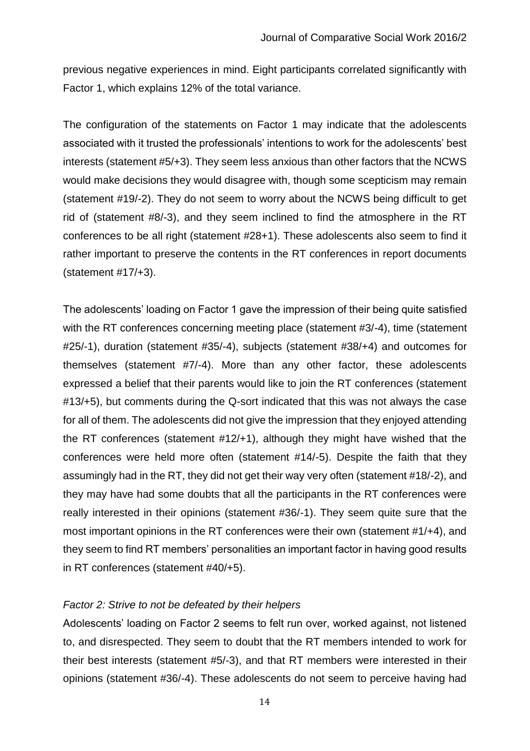previous negative experiences in mind. Eight participants correlated significantly with Factor 1, which explains 12% of the total variance.

The configuration of the statements on Factor 1 may indicate that the adolescents associated with it trusted the professionals' intentions to work for the adolescents' best interests (statement #5/+3). They seem less anxious than other factors that the NCWS would make decisions they would disagree with, though some scepticism may remain (statement #19/-2). They do not seem to worry about the NCWS being difficult to get rid of (statement #8/-3), and they seem inclined to find the atmosphere in the RT conferences to be all right (statement #28+1). These adolescents also seem to find it rather important to preserve the contents in the RT conferences in report documents (statement #17/+3).

The adolescents' loading on Factor 1 gave the impression of their being quite satisfied with the RT conferences concerning meeting place (statement #3/-4), time (statement #25/-1), duration (statement #35/-4), subjects (statement #38/+4) and outcomes for themselves (statement #7/-4). More than any other factor, these adolescents expressed a belief that their parents would like to join the RT conferences (statement #13/+5), but comments during the Q-sort indicated that this was not always the case for all of them. The adolescents did not give the impression that they enjoyed attending the RT conferences (statement #12/+1), although they might have wished that the conferences were held more often (statement #14/-5). Despite the faith that they assumingly had in the RT, they did not get their way very often (statement #18/-2), and they may have had some doubts that all the participants in the RT conferences were really interested in their opinions (statement #36/-1). They seem quite sure that the most important opinions in the RT conferences were their own (statement #1/+4), and they seem to find RT members' personalities an important factor in having good results in RT conferences (statement #40/+5).

*Factor 2: Strive to not be defeated by their helpers*

Adolescents' loading on Factor 2 seems to felt run over, worked against, not listened to, and disrespected. They seem to doubt that the RT members intended to work for their best interests (statement #5/-3), and that RT members were interested in their opinions (statement #36/-4). These adolescents do not seem to perceive having had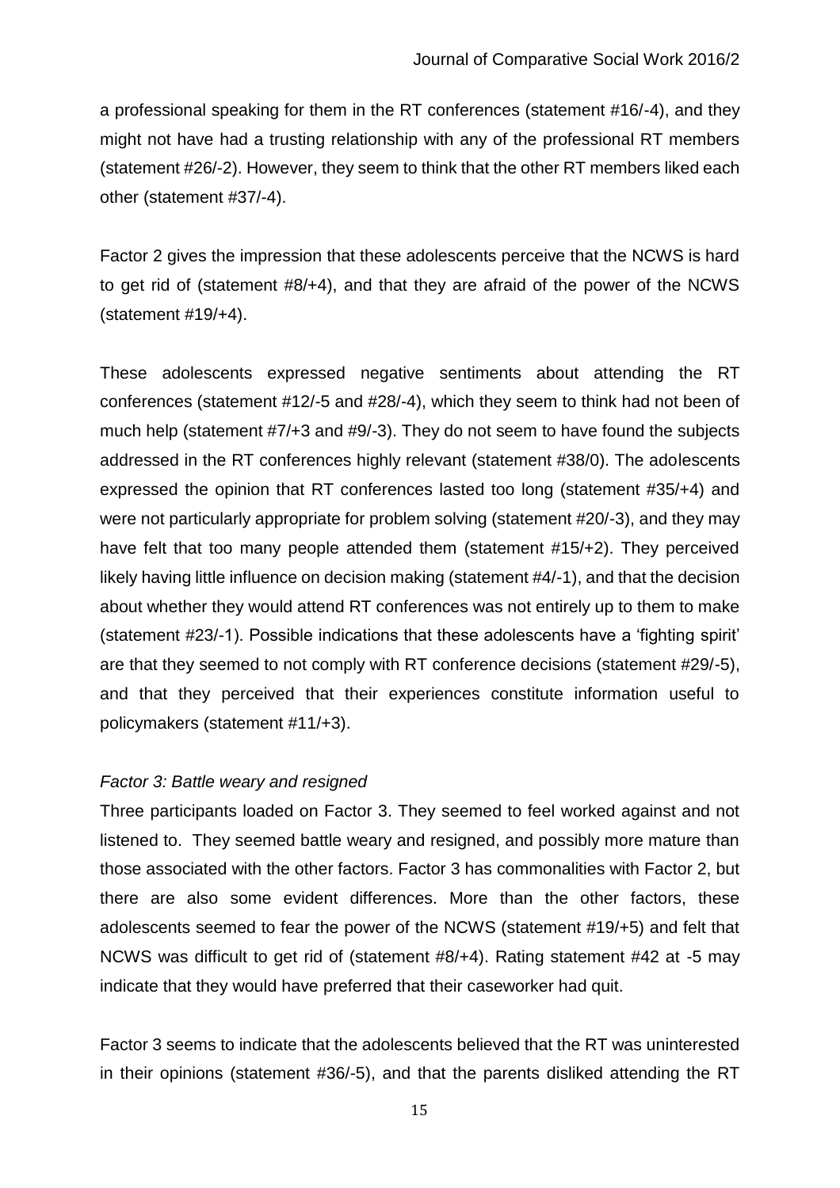a professional speaking for them in the RT conferences (statement #16/-4), and they might not have had a trusting relationship with any of the professional RT members (statement #26/-2). However, they seem to think that the other RT members liked each other (statement #37/-4).

Factor 2 gives the impression that these adolescents perceive that the NCWS is hard to get rid of (statement #8/+4), and that they are afraid of the power of the NCWS (statement #19/+4).

These adolescents expressed negative sentiments about attending the RT conferences (statement #12/-5 and #28/-4), which they seem to think had not been of much help (statement #7/+3 and #9/-3). They do not seem to have found the subjects addressed in the RT conferences highly relevant (statement #38/0). The adolescents expressed the opinion that RT conferences lasted too long (statement #35/+4) and were not particularly appropriate for problem solving (statement #20/-3), and they may have felt that too many people attended them (statement #15/+2). They perceived likely having little influence on decision making (statement #4/-1), and that the decision about whether they would attend RT conferences was not entirely up to them to make (statement #23/-1). Possible indications that these adolescents have a 'fighting spirit' are that they seemed to not comply with RT conference decisions (statement #29/-5), and that they perceived that their experiences constitute information useful to policymakers (statement #11/+3).

*Factor 3: Battle weary and resigned*

Three participants loaded on Factor 3. They seemed to feel worked against and not listened to. They seemed battle weary and resigned, and possibly more mature than those associated with the other factors. Factor 3 has commonalities with Factor 2, but there are also some evident differences. More than the other factors, these adolescents seemed to fear the power of the NCWS (statement #19/+5) and felt that NCWS was difficult to get rid of (statement #8/+4). Rating statement #42 at -5 may indicate that they would have preferred that their caseworker had quit.

Factor 3 seems to indicate that the adolescents believed that the RT was uninterested in their opinions (statement #36/-5), and that the parents disliked attending the RT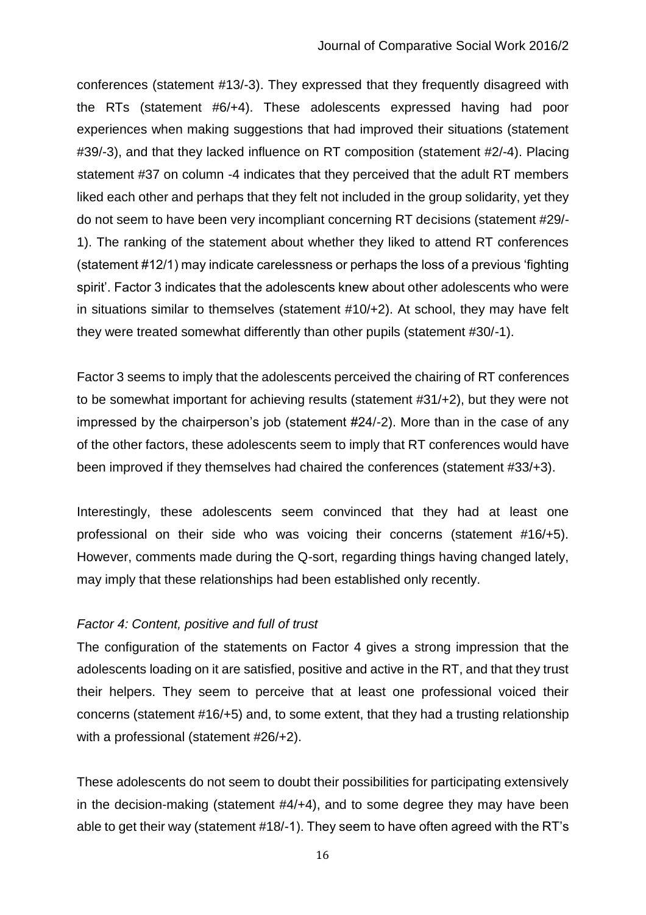conferences (statement #13/-3). They expressed that they frequently disagreed with the RTs (statement #6/+4). These adolescents expressed having had poor experiences when making suggestions that had improved their situations (statement #39/-3), and that they lacked influence on RT composition (statement #2/-4). Placing statement #37 on column -4 indicates that they perceived that the adult RT members liked each other and perhaps that they felt not included in the group solidarity, yet they do not seem to have been very incompliant concerning RT decisions (statement #29/-1). The ranking of the statement about whether they liked to attend RT conferences (statement #12/1) may indicate carelessness or perhaps the loss of a previous 'fighting spirit'. Factor 3 indicates that the adolescents knew about other adolescents who were in situations similar to themselves (statement #10/+2). At school, they may have felt they were treated somewhat differently than other pupils (statement #30/-1).

Factor 3 seems to imply that the adolescents perceived the chairing of RT conferences to be somewhat important for achieving results (statement #31/+2), but they were not impressed by the chairperson's job (statement #24/-2). More than in the case of any of the other factors, these adolescents seem to imply that RT conferences would have been improved if they themselves had chaired the conferences (statement #33/+3).

Interestingly, these adolescents seem convinced that they had at least one professional on their side who was voicing their concerns (statement #16/+5). However, comments made during the Q-sort, regarding things having changed lately, may imply that these relationships had been established only recently.

*Factor 4: Content, positive and full of trust*

The configuration of the statements on Factor 4 gives a strong impression that the adolescents loading on it are satisfied, positive and active in the RT, and that they trust their helpers. They seem to perceive that at least one professional voiced their concerns (statement #16/+5) and, to some extent, that they had a trusting relationship with a professional (statement #26/+2).

These adolescents do not seem to doubt their possibilities for participating extensively in the decision-making (statement #4/+4), and to some degree they may have been able to get their way (statement #18/-1). They seem to have often agreed with the RT's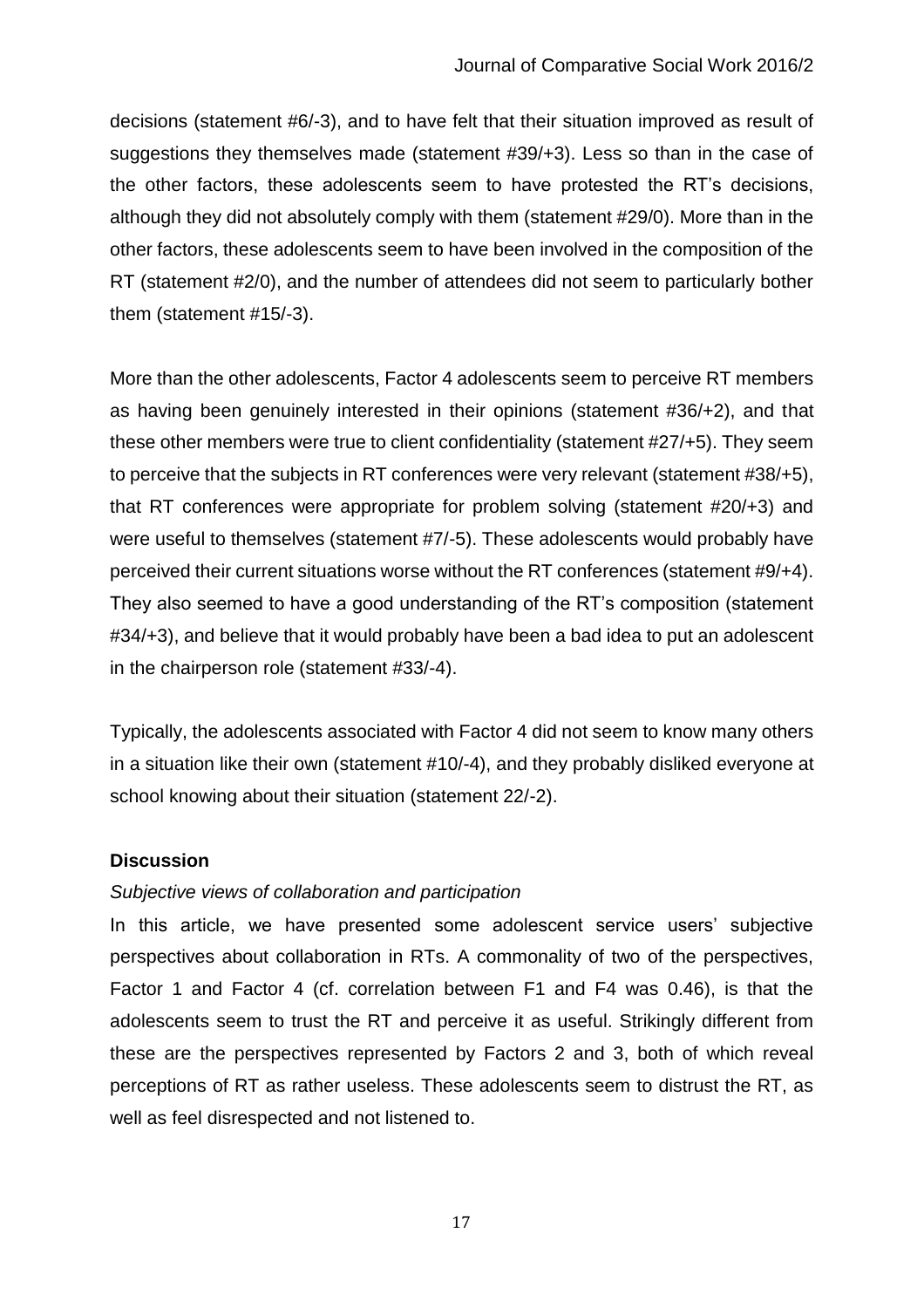decisions (statement #6/-3), and to have felt that their situation improved as result of suggestions they themselves made (statement #39/+3). Less so than in the case of the other factors, these adolescents seem to have protested the RT's decisions, although they did not absolutely comply with them (statement #29/0). More than in the other factors, these adolescents seem to have been involved in the composition of the RT (statement #2/0), and the number of attendees did not seem to particularly bother them (statement #15/-3).

More than the other adolescents, Factor 4 adolescents seem to perceive RT members as having been genuinely interested in their opinions (statement #36/+2), and that these other members were true to client confidentiality (statement #27/+5). They seem to perceive that the subjects in RT conferences were very relevant (statement #38/+5), that RT conferences were appropriate for problem solving (statement #20/+3) and were useful to themselves (statement #7/-5). These adolescents would probably have perceived their current situations worse without the RT conferences (statement #9/+4). They also seemed to have a good understanding of the RT's composition (statement #34/+3), and believe that it would probably have been a bad idea to put an adolescent in the chairperson role (statement #33/-4).

Typically, the adolescents associated with Factor 4 did not seem to know many others in a situation like their own (statement #10/-4), and they probably disliked everyone at school knowing about their situation (statement 22/-2).

## Discussion

### *Subjective views of collaboration and participation*

In this article, we have presented some adolescent service users' subjective perspectives about collaboration in RTs. A commonality of two of the perspectives, Factor 1 and Factor 4 (cf. correlation between F1 and F4 was 0.46), is that the adolescents seem to trust the RT and perceive it as useful. Strikingly different from these are the perspectives represented by Factors 2 and 3, both of which reveal perceptions of RT as rather useless. These adolescents seem to distrust the RT, as well as feel disrespected and not listened to.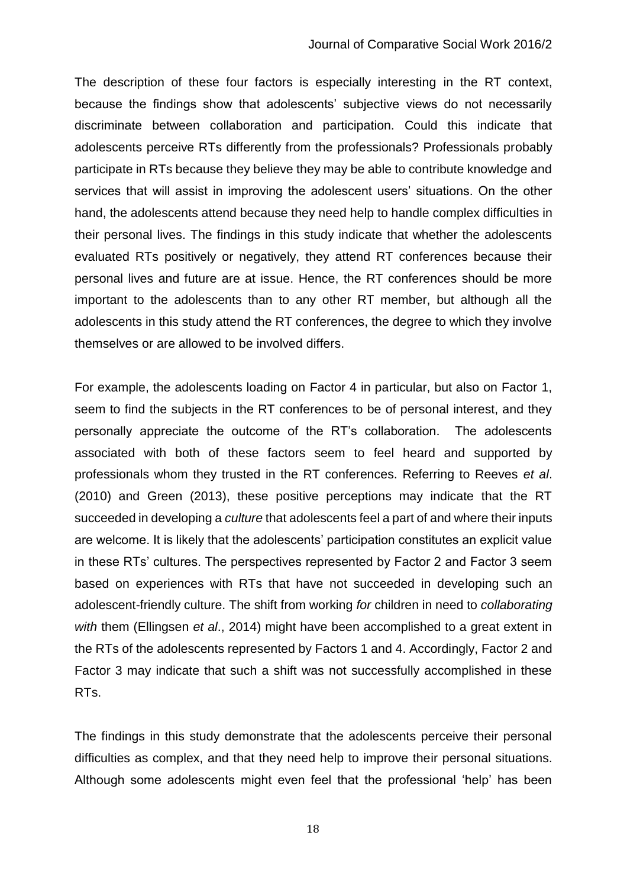The description of these four factors is especially interesting in the RT context, because the findings show that adolescents' subjective views do not necessarily discriminate between collaboration and participation. Could this indicate that adolescents perceive RTs differently from the professionals? Professionals probably participate in RTs because they believe they may be able to contribute knowledge and services that will assist in improving the adolescent users' situations. On the other hand, the adolescents attend because they need help to handle complex difficulties in their personal lives. The findings in this study indicate that whether the adolescents evaluated RTs positively or negatively, they attend RT conferences because their personal lives and future are at issue. Hence, the RT conferences should be more important to the adolescents than to any other RT member, but although all the adolescents in this study attend the RT conferences, the degree to which they involve themselves or are allowed to be involved differs.

For example, the adolescents loading on Factor 4 in particular, but also on Factor 1, seem to find the subjects in the RT conferences to be of personal interest, and they personally appreciate the outcome of the RT's collaboration. The adolescents associated with both of these factors seem to feel heard and supported by professionals whom they trusted in the RT conferences. Referring to Reeves *et al*. (2010) and Green (2013), these positive perceptions may indicate that the RT succeeded in developing a *culture* that adolescents feel a part of and where their inputs are welcome. It is likely that the adolescents' participation constitutes an explicit value in these RTs' cultures. The perspectives represented by Factor 2 and Factor 3 seem based on experiences with RTs that have not succeeded in developing such an adolescent-friendly culture. The shift from working *for* children in need to *collaborating with* them (Ellingsen *et al*., 2014) might have been accomplished to a great extent in the RTs of the adolescents represented by Factors 1 and 4. Accordingly, Factor 2 and Factor 3 may indicate that such a shift was not successfully accomplished in these RTs.

The findings in this study demonstrate that the adolescents perceive their personal difficulties as complex, and that they need help to improve their personal situations. Although some adolescents might even feel that the professional 'help' has been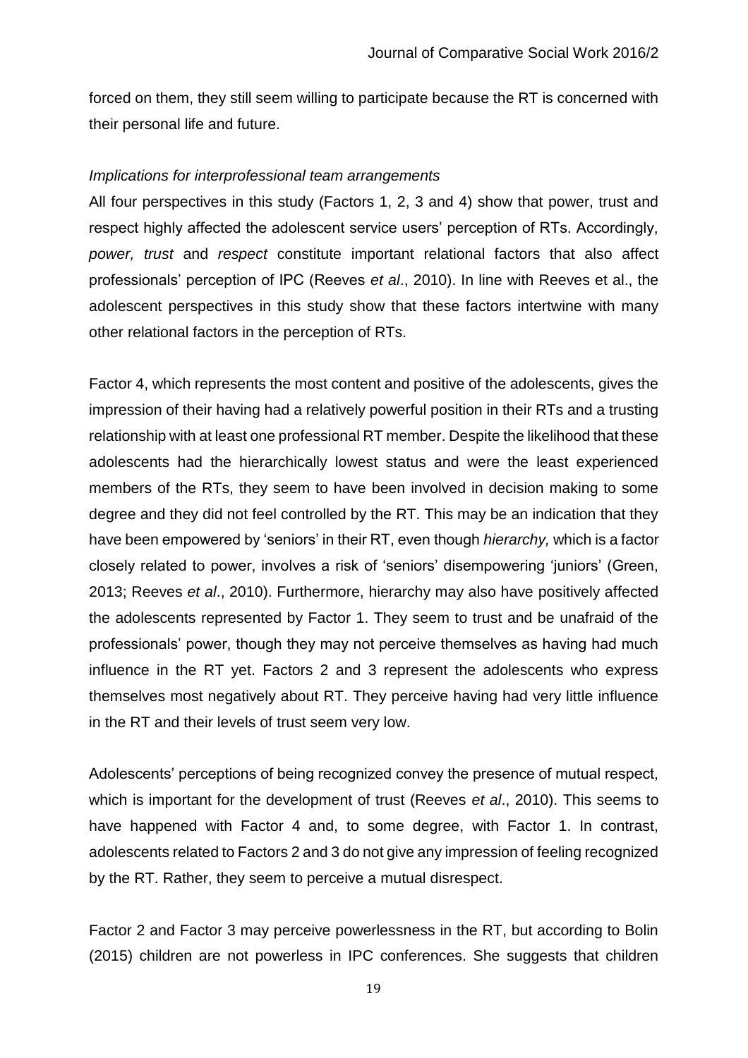forced on them, they still seem willing to participate because the RT is concerned with their personal life and future.

*Implications for interprofessional team arrangements*

All four perspectives in this study (Factors 1, 2, 3 and 4) show that power, trust and respect highly affected the adolescent service users' perception of RTs. Accordingly, *power, trust* and *respect* constitute important relational factors that also affect professionals' perception of IPC (Reeves *et al*., 2010). In line with Reeves et al., the adolescent perspectives in this study show that these factors intertwine with many other relational factors in the perception of RTs.

Factor 4, which represents the most content and positive of the adolescents, gives the impression of their having had a relatively powerful position in their RTs and a trusting relationship with at least one professional RT member. Despite the likelihood that these adolescents had the hierarchically lowest status and were the least experienced members of the RTs, they seem to have been involved in decision making to some degree and they did not feel controlled by the RT. This may be an indication that they have been empowered by 'seniors' in their RT, even though *hierarchy,* which is a factor closely related to power, involves a risk of 'seniors' disempowering 'juniors' (Green, 2013; Reeves *et al*., 2010). Furthermore, hierarchy may also have positively affected the adolescents represented by Factor 1. They seem to trust and be unafraid of the professionals' power, though they may not perceive themselves as having had much influence in the RT yet. Factors 2 and 3 represent the adolescents who express themselves most negatively about RT. They perceive having had very little influence in the RT and their levels of trust seem very low.

Adolescents' perceptions of being recognized convey the presence of mutual respect, which is important for the development of trust (Reeves *et al*., 2010). This seems to have happened with Factor 4 and, to some degree, with Factor 1. In contrast, adolescents related to Factors 2 and 3 do not give any impression of feeling recognized by the RT. Rather, they seem to perceive a mutual disrespect.

Factor 2 and Factor 3 may perceive powerlessness in the RT, but according to Bolin (2015) children are not powerless in IPC conferences. She suggests that children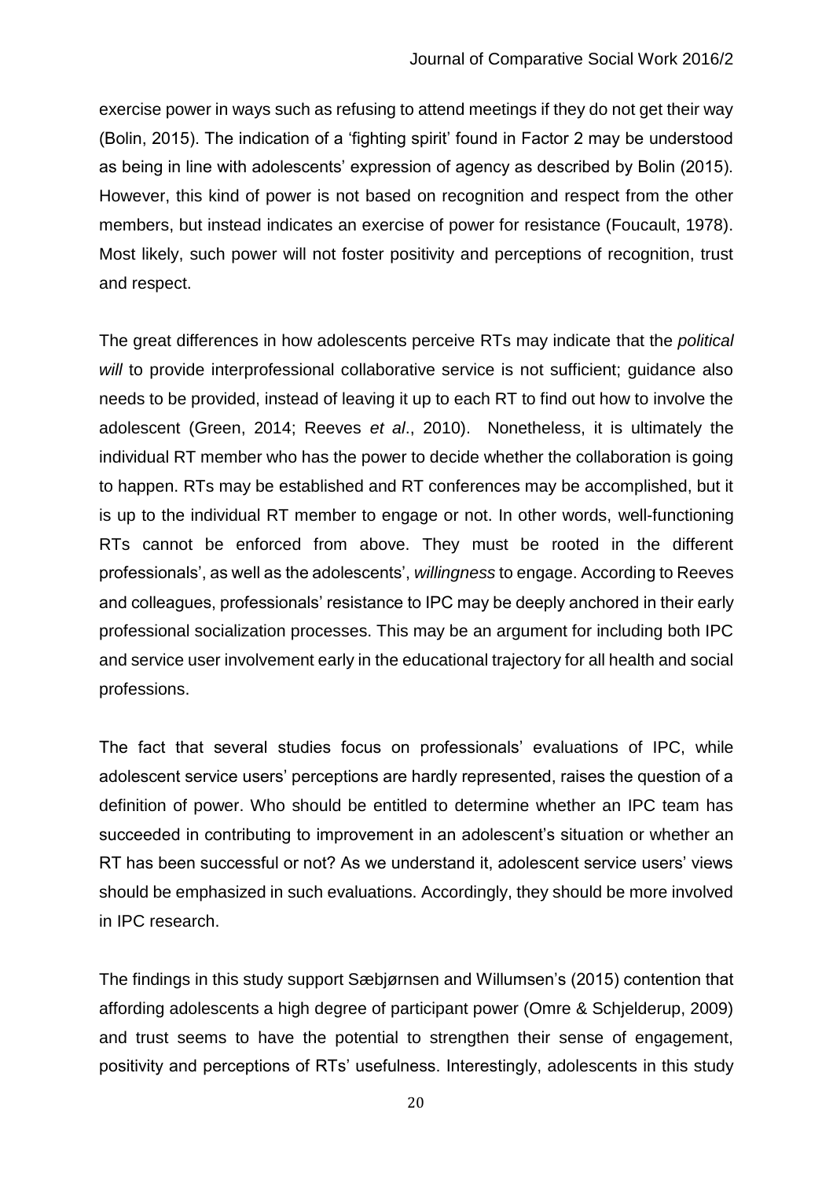exercise power in ways such as refusing to attend meetings if they do not get their way (Bolin, 2015). The indication of a 'fighting spirit' found in Factor 2 may be understood as being in line with adolescents' expression of agency as described by Bolin (2015). However, this kind of power is not based on recognition and respect from the other members, but instead indicates an exercise of power for resistance (Foucault, 1978). Most likely, such power will not foster positivity and perceptions of recognition, trust and respect.

The great differences in how adolescents perceive RTs may indicate that the *political will* to provide interprofessional collaborative service is not sufficient; guidance also needs to be provided, instead of leaving it up to each RT to find out how to involve the adolescent (Green, 2014; Reeves *et al*., 2010). Nonetheless, it is ultimately the individual RT member who has the power to decide whether the collaboration is going to happen. RTs may be established and RT conferences may be accomplished, but it is up to the individual RT member to engage or not. In other words, well-functioning RTs cannot be enforced from above. They must be rooted in the different professionals', as well as the adolescents', *willingness* to engage. According to Reeves and colleagues, professionals' resistance to IPC may be deeply anchored in their early professional socialization processes. This may be an argument for including both IPC and service user involvement early in the educational trajectory for all health and social professions.

The fact that several studies focus on professionals' evaluations of IPC, while adolescent service users' perceptions are hardly represented, raises the question of a definition of power. Who should be entitled to determine whether an IPC team has succeeded in contributing to improvement in an adolescent's situation or whether an RT has been successful or not? As we understand it, adolescent service users' views should be emphasized in such evaluations. Accordingly, they should be more involved in IPC research.

The findings in this study support Sæbjørnsen and Willumsen's (2015) contention that affording adolescents a high degree of participant power (Omre & Schjelderup, 2009) and trust seems to have the potential to strengthen their sense of engagement, positivity and perceptions of RTs' usefulness. Interestingly, adolescents in this study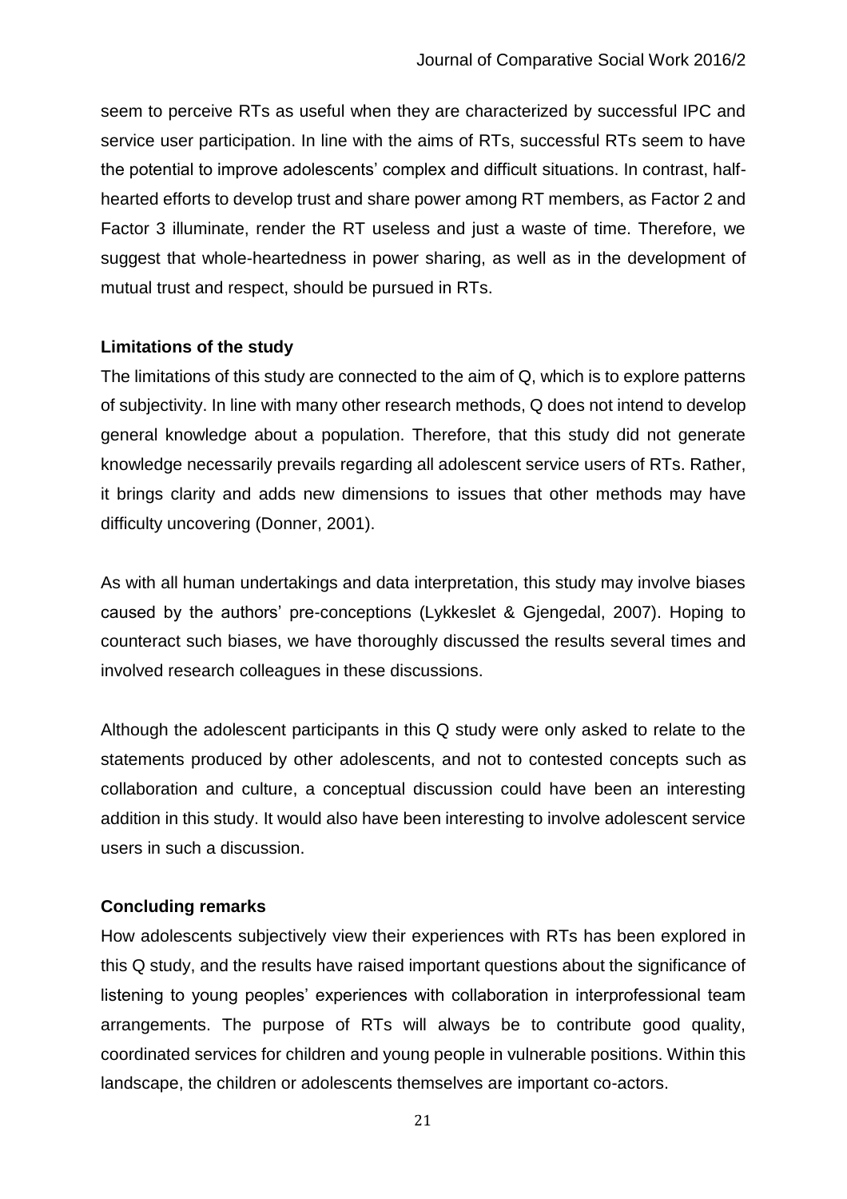seem to perceive RTs as useful when they are characterized by successful IPC and service user participation. In line with the aims of RTs, successful RTs seem to have the potential to improve adolescents' complex and difficult situations. In contrast, half-hearted efforts to develop trust and share power among RT members, as Factor 2 and Factor 3 illuminate, render the RT useless and just a waste of time. Therefore, we suggest that whole-heartedness in power sharing, as well as in the development of mutual trust and respect, should be pursued in RTs.

**Limitations of the study**

The limitations of this study are connected to the aim of Q, which is to explore patterns of subjectivity. In line with many other research methods, Q does not intend to develop general knowledge about a population. Therefore, that this study did not generate knowledge necessarily prevails regarding all adolescent service users of RTs. Rather, it brings clarity and adds new dimensions to issues that other methods may have difficulty uncovering (Donner, 2001).

As with all human undertakings and data interpretation, this study may involve biases caused by the authors' pre-conceptions (Lykkeslet & Gjengedal, 2007). Hoping to counteract such biases, we have thoroughly discussed the results several times and involved research colleagues in these discussions.

Although the adolescent participants in this Q study were only asked to relate to the statements produced by other adolescents, and not to contested concepts such as collaboration and culture, a conceptual discussion could have been an interesting addition in this study. It would also have been interesting to involve adolescent service users in such a discussion.

**Concluding remarks**

How adolescents subjectively view their experiences with RTs has been explored in this Q study, and the results have raised important questions about the significance of listening to young peoples' experiences with collaboration in interprofessional team arrangements. The purpose of RTs will always be to contribute good quality, coordinated services for children and young people in vulnerable positions. Within this landscape, the children or adolescents themselves are important co-actors.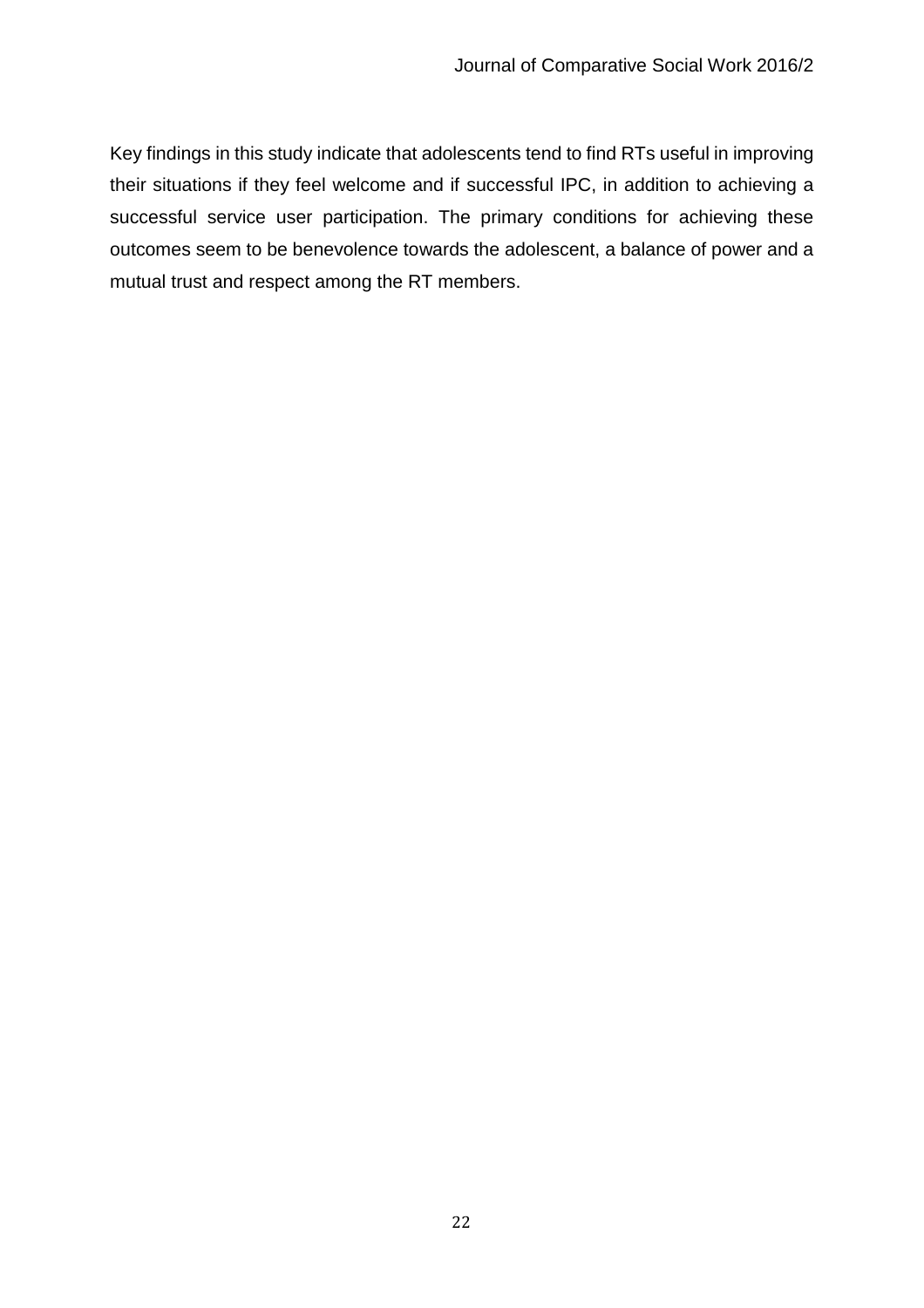Key findings in this study indicate that adolescents tend to find RTs useful in improving their situations if they feel welcome and if successful IPC, in addition to achieving a successful service user participation. The primary conditions for achieving these outcomes seem to be benevolence towards the adolescent, a balance of power and a mutual trust and respect among the RT members.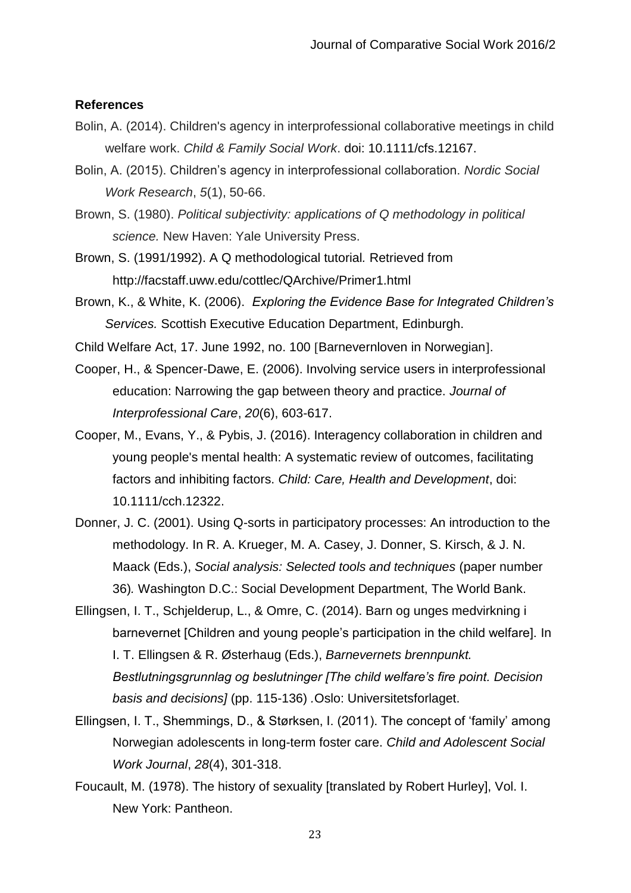**References**

Bolin, A. (2014). Children's agency in interprofessional collaborative meetings in child welfare work. *Child & Family Social Work*. doi: 10.1111/cfs.12167.

Bolin, A. (2015). Children's agency in interprofessional collaboration. *Nordic Social Work Research*, *5*(1), 50-66.

Brown, S. (1980). *Political subjectivity: applications of Q methodology in political science.* New Haven: Yale University Press.

Brown, S. (1991/1992). A Q methodological tutorial*.* Retrieved from http://facstaff.uww.edu/cottlec/QArchive/Primer1.html

Brown, K., & White, K. (2006). *Exploring the Evidence Base for Integrated Children's Services.* Scottish Executive Education Department, Edinburgh.

Child Welfare Act, 17. June 1992, no. 100 [Barnevernloven in Norwegian].

Cooper, H., & Spencer-Dawe, E. (2006). Involving service users in interprofessional education: Narrowing the gap between theory and practice. *Journal of Interprofessional Care*, *20*(6), 603-617.

Cooper, M., Evans, Y., & Pybis, J. (2016). Interagency collaboration in children and young people's mental health: A systematic review of outcomes, facilitating factors and inhibiting factors. *Child: Care, Health and Development*, doi: 10.1111/cch.12322.

Donner, J. C. (2001). Using Q-sorts in participatory processes: An introduction to the methodology. In R. A. Krueger, M. A. Casey, J. Donner, S. Kirsch, & J. N. Maack (Eds.), *Social analysis: Selected tools and techniques* (paper number 36)*.* Washington D.C.: Social Development Department, The World Bank.

Ellingsen, I. T., Schjelderup, L., & Omre, C. (2014). Barn og unges medvirkning i barnevernet [Children and young people's participation in the child welfare]. In I. T. Ellingsen & R. Østerhaug (Eds.), *Barnevernets brennpunkt. Bestlutningsgrunnlag og beslutninger [The child welfare's fire point. Decision basis and decisions]* (pp. 115-136) .Oslo: Universitetsforlaget.

Ellingsen, I. T., Shemmings, D., & Størksen, I. (2011). The concept of 'family' among Norwegian adolescents in long-term foster care. *Child and Adolescent Social Work Journal*, *28*(4), 301-318.

Foucault, M. (1978). The history of sexuality [translated by Robert Hurley], Vol. I. New York: Pantheon.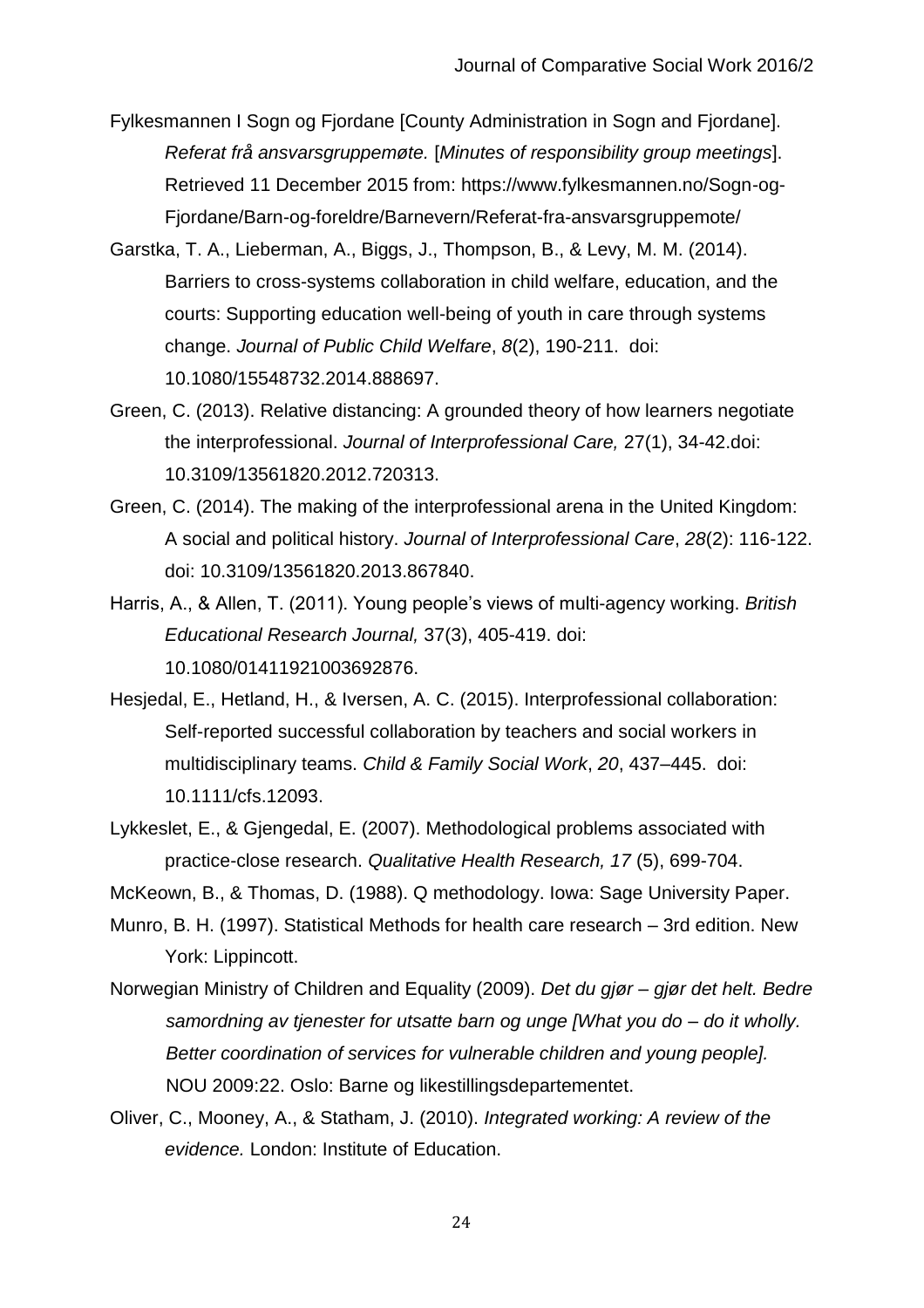Fylkesmannen I Sogn og Fjordane [County Administration in Sogn and Fjordane]. *Referat frå ansvarsgruppemøte.* [*Minutes of responsibility group meetings*]. Retrieved 11 December 2015 from: https://www.fylkesmannen.no/Sogn-og-Fjordane/Barn-og-foreldre/Barnevern/Referat-fra-ansvarsgruppemote/

Garstka, T. A., Lieberman, A., Biggs, J., Thompson, B., & Levy, M. M. (2014). Barriers to cross-systems collaboration in child welfare, education, and the courts: Supporting education well-being of youth in care through systems change. *Journal of Public Child Welfare*, *8*(2), 190-211. doi: 10.1080/15548732.2014.888697.

Green, C. (2013). Relative distancing: A grounded theory of how learners negotiate the interprofessional. *Journal of Interprofessional Care,* 27(1), 34-42.doi: 10.3109/13561820.2012.720313.

Green, C. (2014). The making of the interprofessional arena in the United Kingdom: A social and political history. *Journal of Interprofessional Care*, *28*(2): 116-122. doi: 10.3109/13561820.2013.867840.

Harris, A., & Allen, T. (2011). Young people's views of multi-agency working. *British Educational Research Journal,* 37(3), 405-419. doi: 10.1080/01411921003692876.

Hesjedal, E., Hetland, H., & Iversen, A. C. (2015). Interprofessional collaboration: Self-reported successful collaboration by teachers and social workers in multidisciplinary teams. *Child & Family Social Work*, *20*, 437–445. doi: 10.1111/cfs.12093.

Lykkeslet, E., & Gjengedal, E. (2007). Methodological problems associated with practice-close research. *Qualitative Health Research, 17* (5), 699-704.

McKeown, B., & Thomas, D. (1988). Q methodology. Iowa: Sage University Paper.

Munro, B. H. (1997). Statistical Methods for health care research – 3rd edition. New York: Lippincott.

Norwegian Ministry of Children and Equality (2009). *Det du gjør – gjør det helt. Bedre samordning av tjenester for utsatte barn og unge [What you do – do it wholly. Better coordination of services for vulnerable children and young people].* NOU 2009:22. Oslo: Barne og likestillingsdepartementet.

Oliver, C., Mooney, A., & Statham, J. (2010). *Integrated working: A review of the evidence.* London: Institute of Education.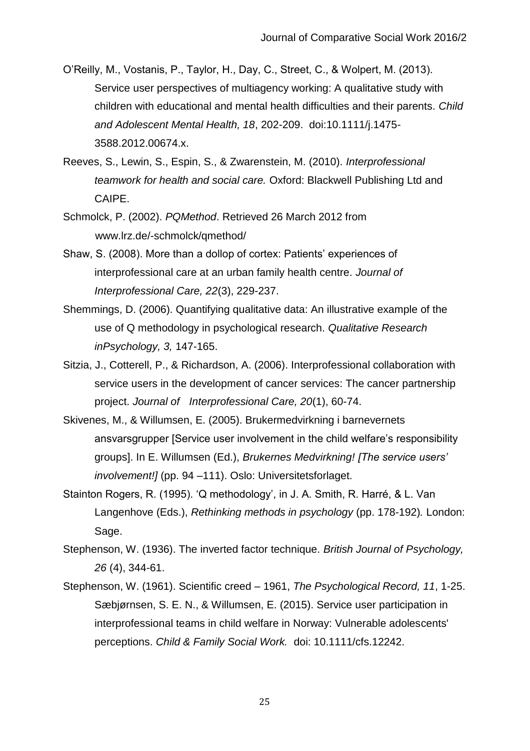O'Reilly, M., Vostanis, P., Taylor, H., Day, C., Street, C., & Wolpert, M. (2013). Service user perspectives of multiagency working: A qualitative study with children with educational and mental health difficulties and their parents. *Child and Adolescent Mental Health, 18*, 202-209. doi:10.1111/j.1475-3588.2012.00674.x.

Reeves, S., Lewin, S., Espin, S., & Zwarenstein, M. (2010). *Interprofessional teamwork for health and social care.* Oxford: Blackwell Publishing Ltd and CAIPE.

Schmolck, P. (2002). *PQMethod*. Retrieved 26 March 2012 from www.lrz.de/-schmolck/qmethod/

Shaw, S. (2008). More than a dollop of cortex: Patients' experiences of interprofessional care at an urban family health centre. *Journal of Interprofessional Care, 22*(3), 229-237.

Shemmings, D. (2006). Quantifying qualitative data: An illustrative example of the use of Q methodology in psychological research. *Qualitative Research inPsychology, 3,* 147-165.

Sitzia, J., Cotterell, P., & Richardson, A. (2006). Interprofessional collaboration with service users in the development of cancer services: The cancer partnership project. *Journal of Interprofessional Care, 20*(1), 60-74.

Skivenes, M., & Willumsen, E. (2005). Brukermedvirkning i barnevernets ansvarsgrupper [Service user involvement in the child welfare's responsibility groups]. In E. Willumsen (Ed.), *Brukernes Medvirkning! [The service users' involvement!]* (pp. 94 –111). Oslo: Universitetsforlaget.

Stainton Rogers, R. (1995). 'Q methodology', in J. A. Smith, R. Harré, & L. Van Langenhove (Eds.), *Rethinking methods in psychology* (pp. 178-192)*.* London: Sage.

Stephenson, W. (1936). The inverted factor technique. *British Journal of Psychology, 26* (4), 344-61.

Stephenson, W. (1961). Scientific creed – 1961, *The Psychological Record, 11*, 1-25.

Sæbjørnsen, S. E. N., & Willumsen, E. (2015). Service user participation in interprofessional teams in child welfare in Norway: Vulnerable adolescents' perceptions. *Child & Family Social Work.* doi: 10.1111/cfs.12242.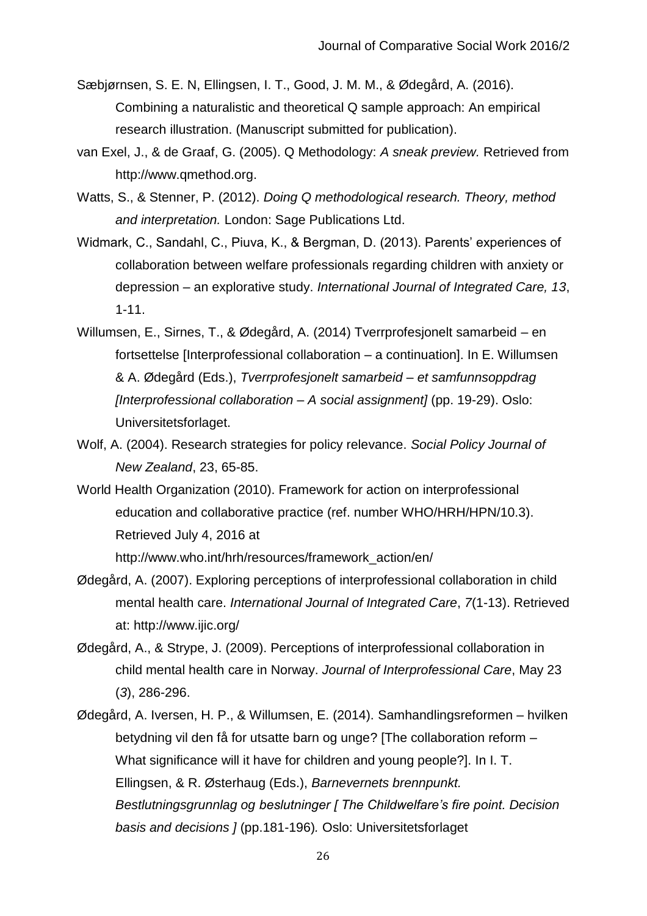Sæbjørnsen, S. E. N, Ellingsen, I. T., Good, J. M. M., & Ødegård, A. (2016). Combining a naturalistic and theoretical Q sample approach: An empirical research illustration. (Manuscript submitted for publication).

van Exel, J., & de Graaf, G. (2005). Q Methodology: *A sneak preview.* Retrieved from http://www.qmethod.org.

Watts, S., & Stenner, P. (2012). *Doing Q methodological research. Theory, method and interpretation.* London: Sage Publications Ltd.

Widmark, C., Sandahl, C., Piuva, K., & Bergman, D. (2013). Parents' experiences of collaboration between welfare professionals regarding children with anxiety or depression – an explorative study. *International Journal of Integrated Care, 13*, 1-11.

Willumsen, E., Sirnes, T., & Ødegård, A. (2014) Tverrprofesjonelt samarbeid – en fortsettelse [Interprofessional collaboration – a continuation]. In E. Willumsen & A. Ødegård (Eds.), *Tverrprofesjonelt samarbeid – et samfunnsoppdrag [Interprofessional collaboration – A social assignment]* (pp. 19-29). Oslo: Universitetsforlaget.

Wolf, A. (2004). Research strategies for policy relevance. *Social Policy Journal of New Zealand*, 23, 65-85.

World Health Organization (2010). Framework for action on interprofessional education and collaborative practice (ref. number WHO/HRH/HPN/10.3). Retrieved July 4, 2016 at http://www.who.int/hrh/resources/framework_action/en/

Ødegård, A. (2007). Exploring perceptions of interprofessional collaboration in child mental health care. *International Journal of Integrated Care*, *7*(1-13). Retrieved at: http://www.ijic.org/

Ødegård, A., & Strype, J. (2009). Perceptions of interprofessional collaboration in child mental health care in Norway. *Journal of Interprofessional Care*, May 23 (*3*), 286-296.

Ødegård, A. Iversen, H. P., & Willumsen, E. (2014). Samhandlingsreformen – hvilken betydning vil den få for utsatte barn og unge? [The collaboration reform – What significance will it have for children and young people?]. In I. T. Ellingsen, & R. Østerhaug (Eds.), *Barnevernets brennpunkt. Bestlutningsgrunnlag og beslutninger [ The Childwelfare's fire point. Decision basis and decisions ]* (pp.181-196)*.* Oslo: Universitetsforlaget